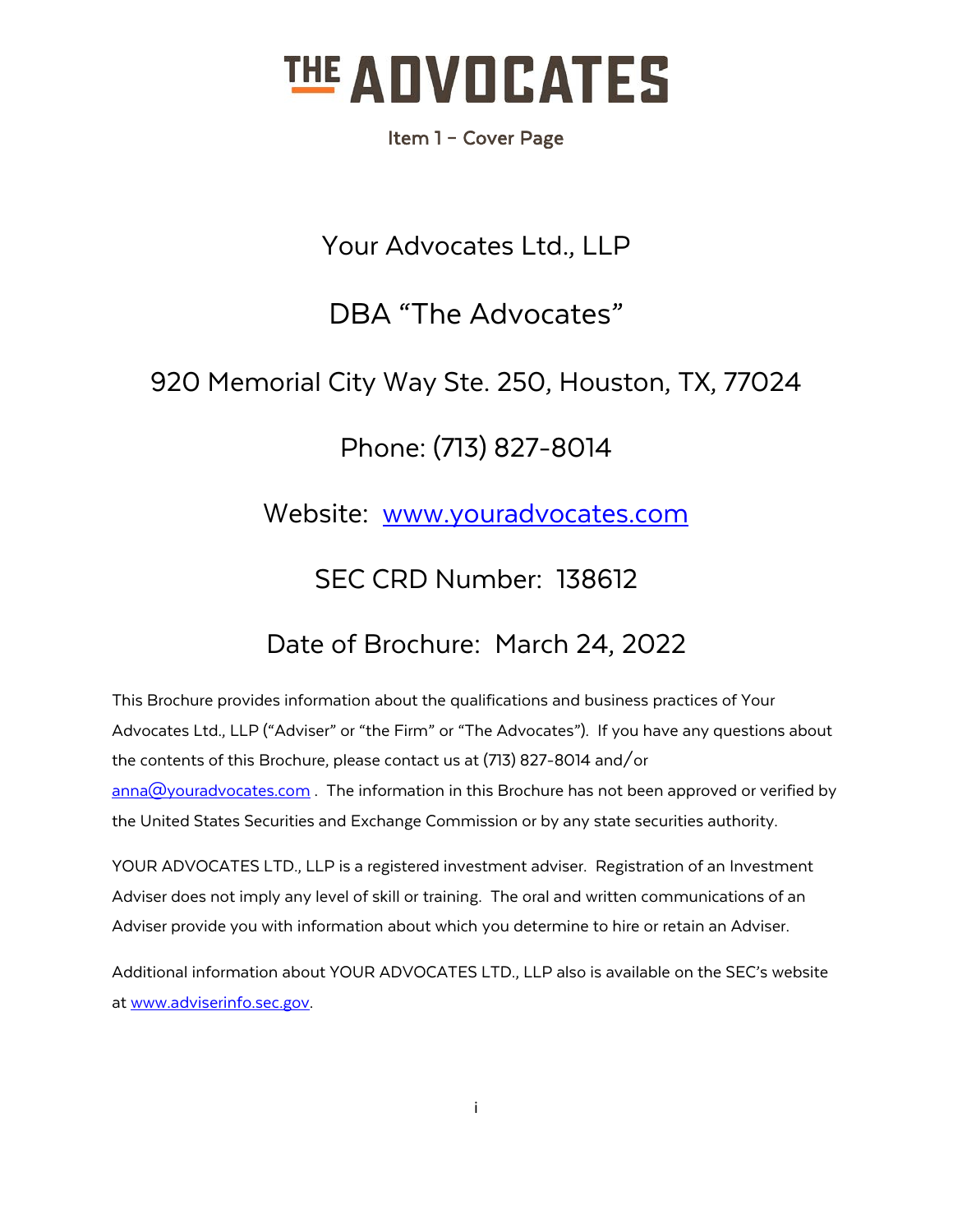# THE ADVOCATES

## Item 1 – Cover Page

Your Advocates Ltd., LLP

DBA "The Advocates"

920 Memorial City Way Ste. 250, Houston, TX, 77024

Phone: (713) 827-8014

Website: www.youradvocates.com

SEC CRD Number: 138612

Date of Brochure: March 24, 2022

This Brochure provides information about the qualifications and business practices of Your Advocates Ltd., LLP ("Adviser" or "the Firm" or "The Advocates"). If you have any questions about the contents of this Brochure, please contact us at (713) 827-8014 and/or anna@youradvocates.com . The information in this Brochure has not been approved or verified by the United States Securities and Exchange Commission or by any state securities authority.

YOUR ADVOCATES LTD., LLP is a registered investment adviser. Registration of an Investment Adviser does not imply any level of skill or training. The oral and written communications of an Adviser provide you with information about which you determine to hire or retain an Adviser.

Additional information about YOUR ADVOCATES LTD., LLP also is available on the SEC's website at www.adviserinfo.sec.gov.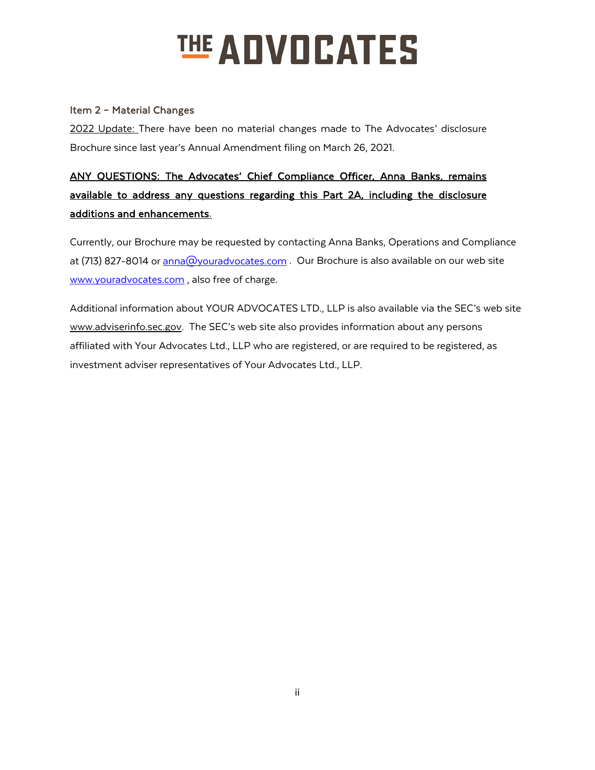# THE ADVOCATES

## Item 2 – Material Changes

2022 Update: There have been no material changes made to The Advocates' disclosure Brochure since last year's Annual Amendment filing on March 26, 2021.

**ANY QUESTIONS: The Advocates' Chief Compliance Officer, Anna Banks, remains available to address any questions regarding this Part 2A, including the disclosure additions and enhancements.**

Currently, our Brochure may be requested by contacting Anna Banks, Operations and Compliance at (713) 827-8014 or anna@youradvocates.com . Our Brochure is also available on our web site www.youradvocates.com , also free of charge.

Additional information about YOUR ADVOCATES LTD., LLP is also available via the SEC's web site www.adviserinfo.sec.gov. The SEC's web site also provides information about any persons affiliated with Your Advocates Ltd., LLP who are registered, or are required to be registered, as investment adviser representatives of Your Advocates Ltd., LLP.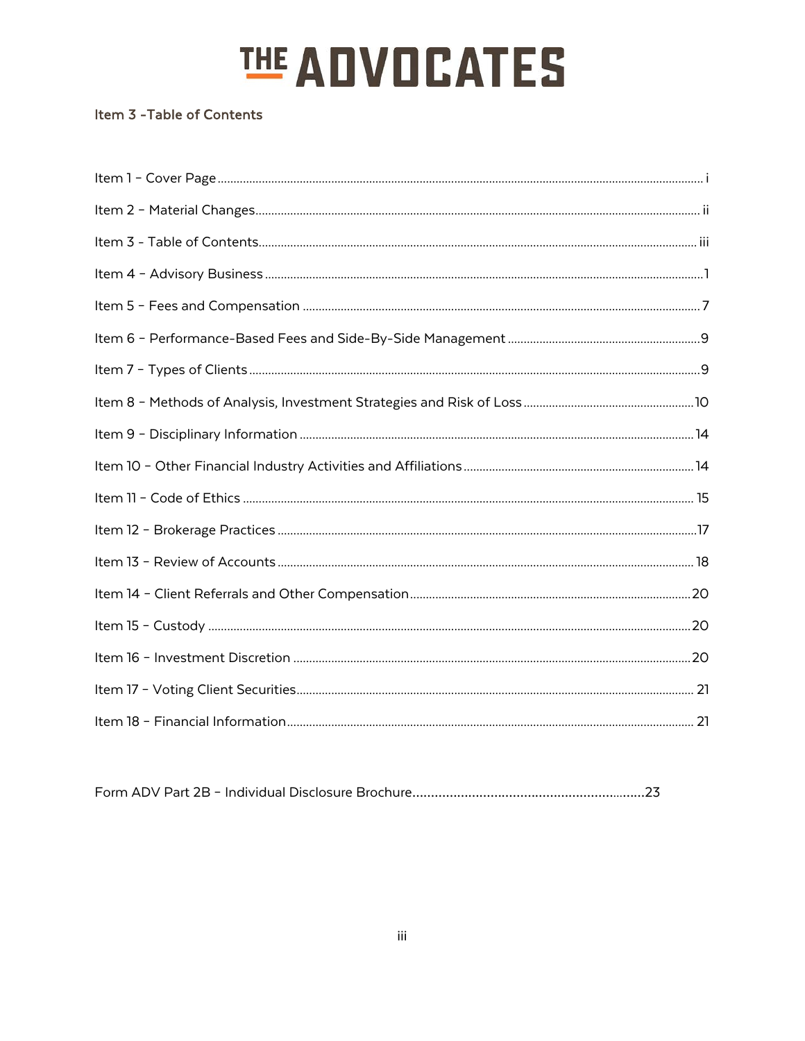# THE ADVOCATES

## Item 3 -Table of Contents

Item 1 – Cover Page ........ i

Item 2 – Material Changes ........ ii

Item 3 - Table of Contents ........ iii

Item 4 – Advisory Business ........ 1

Item 5 – Fees and Compensation ........ 7

Item 6 – Performance-Based Fees and Side-By-Side Management ........ 9

Item 7 – Types of Clients ........ 9

Item 8 – Methods of Analysis, Investment Strategies and Risk of Loss ........ 10

Item 9 – Disciplinary Information ........ 14

Item 10 – Other Financial Industry Activities and Affiliations ........ 14

Item 11 – Code of Ethics ........ 15

Item 12 – Brokerage Practices ........ 17

Item 13 – Review of Accounts ........ 18

Item 14 – Client Referrals and Other Compensation ........ 20

Item 15 – Custody ........ 20

Item 16 – Investment Discretion ........ 20

Item 17 – Voting Client Securities ........ 21

Item 18 – Financial Information ........ 21

Form ADV Part 2B – Individual Disclosure Brochure ........ 23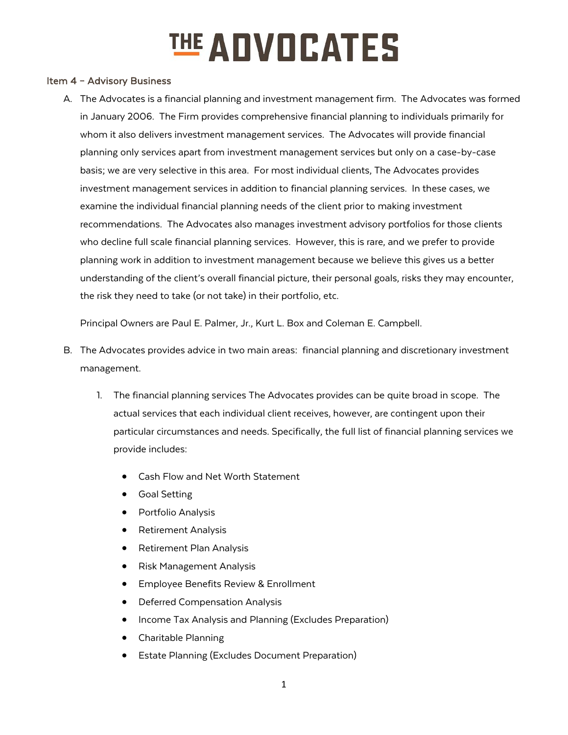## Item 4 – Advisory Business

A. The Advocates is a financial planning and investment management firm. The Advocates was formed in January 2006. The Firm provides comprehensive financial planning to individuals primarily for whom it also delivers investment management services. The Advocates will provide financial planning only services apart from investment management services but only on a case-by-case basis; we are very selective in this area. For most individual clients, The Advocates provides investment management services in addition to financial planning services. In these cases, we examine the individual financial planning needs of the client prior to making investment recommendations. The Advocates also manages investment advisory portfolios for those clients who decline full scale financial planning services. However, this is rare, and we prefer to provide planning work in addition to investment management because we believe this gives us a better understanding of the client's overall financial picture, their personal goals, risks they may encounter, the risk they need to take (or not take) in their portfolio, etc.

   Principal Owners are Paul E. Palmer, Jr., Kurt L. Box and Coleman E. Campbell.

B. The Advocates provides advice in two main areas: financial planning and discretionary investment management.

   1. The financial planning services The Advocates provides can be quite broad in scope. The actual services that each individual client receives, however, are contingent upon their particular circumstances and needs. Specifically, the full list of financial planning services we provide includes:

      - Cash Flow and Net Worth Statement
      - Goal Setting
      - Portfolio Analysis
      - Retirement Analysis
      - Retirement Plan Analysis
      - Risk Management Analysis
      - Employee Benefits Review & Enrollment
      - Deferred Compensation Analysis
      - Income Tax Analysis and Planning (Excludes Preparation)
      - Charitable Planning
      - Estate Planning (Excludes Document Preparation)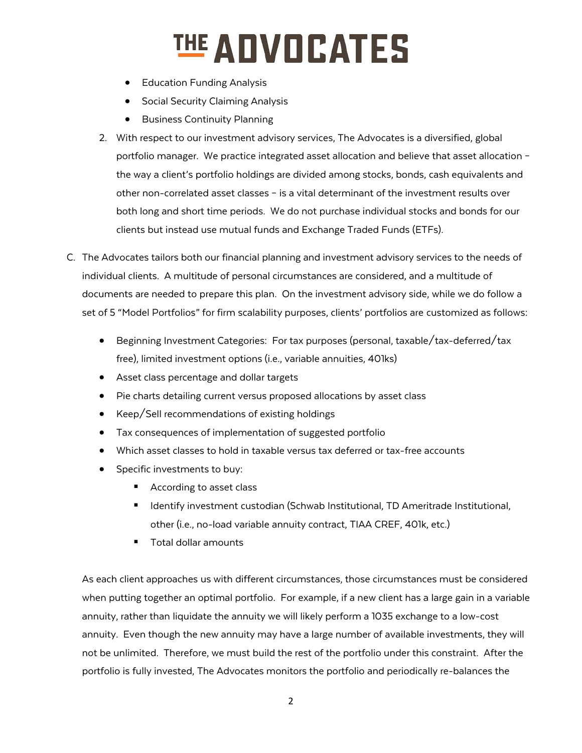- Education Funding Analysis
- Social Security Claiming Analysis
- Business Continuity Planning

2. With respect to our investment advisory services, The Advocates is a diversified, global portfolio manager. We practice integrated asset allocation and believe that asset allocation – the way a client's portfolio holdings are divided among stocks, bonds, cash equivalents and other non-correlated asset classes – is a vital determinant of the investment results over both long and short time periods. We do not purchase individual stocks and bonds for our clients but instead use mutual funds and Exchange Traded Funds (ETFs).

C. The Advocates tailors both our financial planning and investment advisory services to the needs of individual clients. A multitude of personal circumstances are considered, and a multitude of documents are needed to prepare this plan. On the investment advisory side, while we do follow a set of 5 "Model Portfolios" for firm scalability purposes, clients' portfolios are customized as follows:

- Beginning Investment Categories: For tax purposes (personal, taxable/tax-deferred/tax free), limited investment options (i.e., variable annuities, 401ks)
- Asset class percentage and dollar targets
- Pie charts detailing current versus proposed allocations by asset class
- Keep/Sell recommendations of existing holdings
- Tax consequences of implementation of suggested portfolio
- Which asset classes to hold in taxable versus tax deferred or tax-free accounts
- Specific investments to buy:
  - According to asset class
  - Identify investment custodian (Schwab Institutional, TD Ameritrade Institutional, other (i.e., no-load variable annuity contract, TIAA CREF, 401k, etc.)
  - Total dollar amounts

As each client approaches us with different circumstances, those circumstances must be considered when putting together an optimal portfolio. For example, if a new client has a large gain in a variable annuity, rather than liquidate the annuity we will likely perform a 1035 exchange to a low-cost annuity. Even though the new annuity may have a large number of available investments, they will not be unlimited. Therefore, we must build the rest of the portfolio under this constraint. After the portfolio is fully invested, The Advocates monitors the portfolio and periodically re-balances the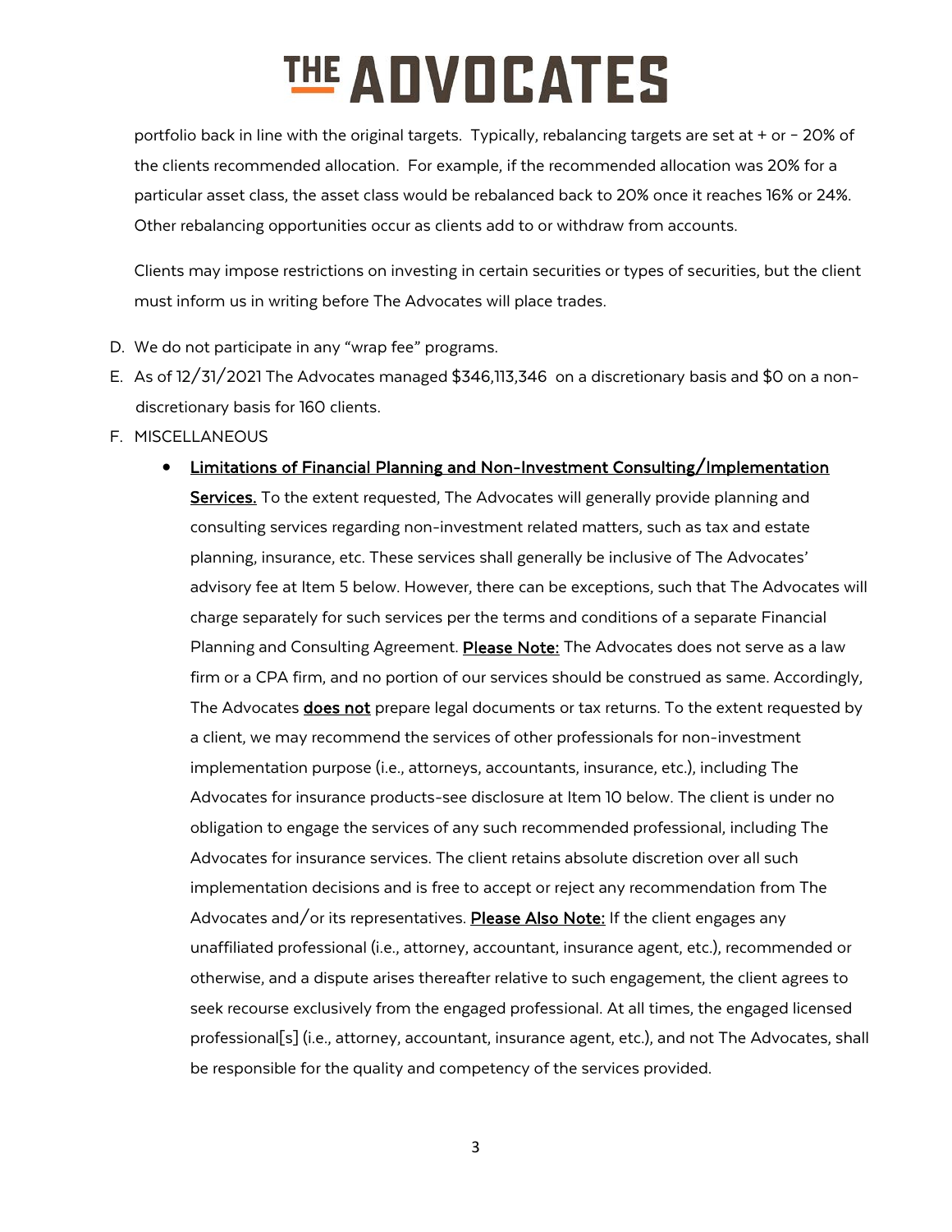portfolio back in line with the original targets. Typically, rebalancing targets are set at + or - 20% of the clients recommended allocation. For example, if the recommended allocation was 20% for a particular asset class, the asset class would be rebalanced back to 20% once it reaches 16% or 24%. Other rebalancing opportunities occur as clients add to or withdraw from accounts.

Clients may impose restrictions on investing in certain securities or types of securities, but the client must inform us in writing before The Advocates will place trades.

D. We do not participate in any "wrap fee" programs.
E. As of 12/31/2021 The Advocates managed $346,113,346 on a discretionary basis and $0 on a non-discretionary basis for 160 clients.
F. MISCELLANEOUS

- **Limitations of Financial Planning and Non-Investment Consulting/Implementation Services.** To the extent requested, The Advocates will generally provide planning and consulting services regarding non-investment related matters, such as tax and estate planning, insurance, etc. These services shall generally be inclusive of The Advocates' advisory fee at Item 5 below. However, there can be exceptions, such that The Advocates will charge separately for such services per the terms and conditions of a separate Financial Planning and Consulting Agreement. **Please Note:** The Advocates does not serve as a law firm or a CPA firm, and no portion of our services should be construed as same. Accordingly, The Advocates **does not** prepare legal documents or tax returns. To the extent requested by a client, we may recommend the services of other professionals for non-investment implementation purpose (i.e., attorneys, accountants, insurance, etc.), including The Advocates for insurance products-see disclosure at Item 10 below. The client is under no obligation to engage the services of any such recommended professional, including The Advocates for insurance services. The client retains absolute discretion over all such implementation decisions and is free to accept or reject any recommendation from The Advocates and/or its representatives. **Please Also Note:** If the client engages any unaffiliated professional (i.e., attorney, accountant, insurance agent, etc.), recommended or otherwise, and a dispute arises thereafter relative to such engagement, the client agrees to seek recourse exclusively from the engaged professional. At all times, the engaged licensed professional[s] (i.e., attorney, accountant, insurance agent, etc.), and not The Advocates, shall be responsible for the quality and competency of the services provided.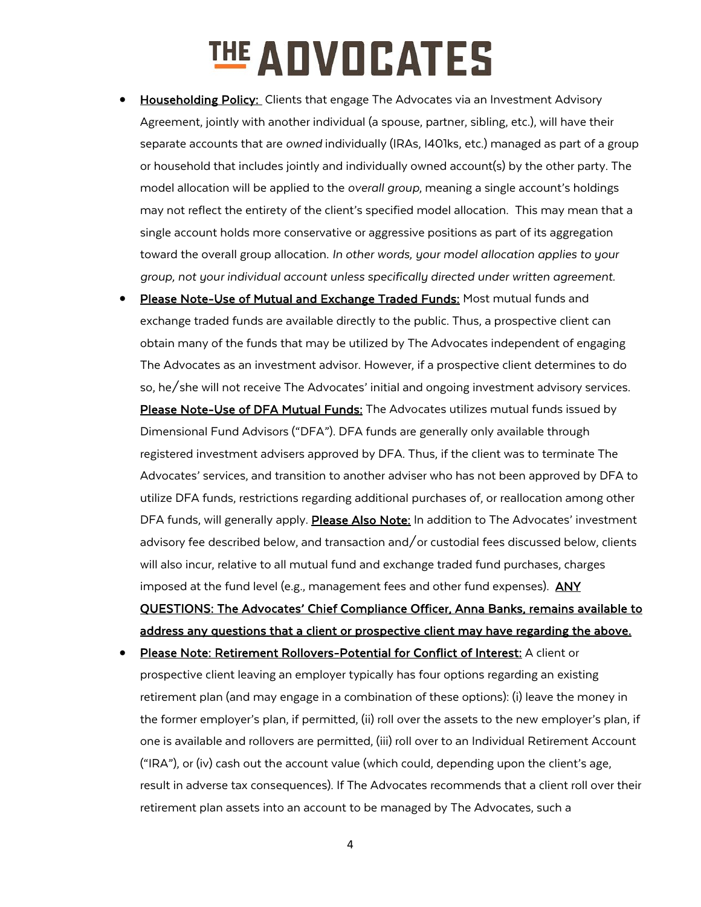- **Householding Policy:** Clients that engage The Advocates via an Investment Advisory Agreement, jointly with another individual (a spouse, partner, sibling, etc.), will have their separate accounts that are *owned* individually (IRAs, I401ks, etc.) managed as part of a group or household that includes jointly and individually owned account(s) by the other party. The model allocation will be applied to the *overall group*, meaning a single account's holdings may not reflect the entirety of the client's specified model allocation. This may mean that a single account holds more conservative or aggressive positions as part of its aggregation toward the overall group allocation. *In other words, your model allocation applies to your group, not your individual account unless specifically directed under written agreement.*
- **Please Note-Use of Mutual and Exchange Traded Funds:** Most mutual funds and exchange traded funds are available directly to the public. Thus, a prospective client can obtain many of the funds that may be utilized by The Advocates independent of engaging The Advocates as an investment advisor. However, if a prospective client determines to do so, he/she will not receive The Advocates' initial and ongoing investment advisory services. **Please Note-Use of DFA Mutual Funds:** The Advocates utilizes mutual funds issued by Dimensional Fund Advisors ("DFA"). DFA funds are generally only available through registered investment advisers approved by DFA. Thus, if the client was to terminate The Advocates' services, and transition to another adviser who has not been approved by DFA to utilize DFA funds, restrictions regarding additional purchases of, or reallocation among other DFA funds, will generally apply. **Please Also Note:** In addition to The Advocates' investment advisory fee described below, and transaction and/or custodial fees discussed below, clients will also incur, relative to all mutual fund and exchange traded fund purchases, charges imposed at the fund level (e.g., management fees and other fund expenses). **ANY QUESTIONS: The Advocates' Chief Compliance Officer, Anna Banks, remains available to address any questions that a client or prospective client may have regarding the above.**
- **Please Note: Retirement Rollovers-Potential for Conflict of Interest:** A client or prospective client leaving an employer typically has four options regarding an existing retirement plan (and may engage in a combination of these options): (i) leave the money in the former employer's plan, if permitted, (ii) roll over the assets to the new employer's plan, if one is available and rollovers are permitted, (iii) roll over to an Individual Retirement Account ("IRA"), or (iv) cash out the account value (which could, depending upon the client's age, result in adverse tax consequences). If The Advocates recommends that a client roll over their retirement plan assets into an account to be managed by The Advocates, such a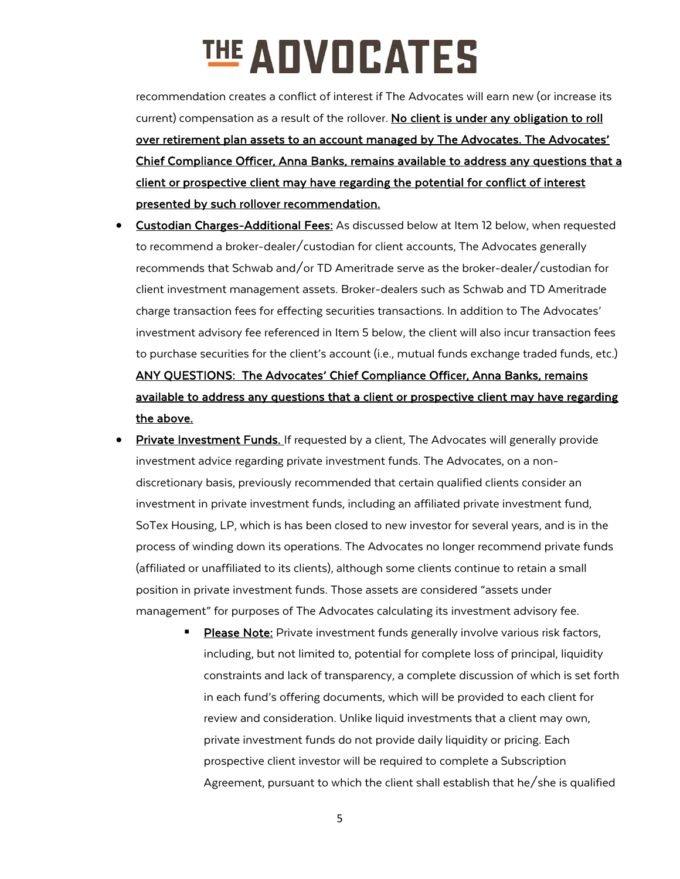recommendation creates a conflict of interest if The Advocates will earn new (or increase its current) compensation as a result of the rollover. **No client is under any obligation to roll over retirement plan assets to an account managed by The Advocates. The Advocates' Chief Compliance Officer, Anna Banks, remains available to address any questions that a client or prospective client may have regarding the potential for conflict of interest presented by such rollover recommendation.**

- **Custodian Charges-Additional Fees:** As discussed below at Item 12 below, when requested to recommend a broker-dealer/custodian for client accounts, The Advocates generally recommends that Schwab and/or TD Ameritrade serve as the broker-dealer/custodian for client investment management assets. Broker-dealers such as Schwab and TD Ameritrade charge transaction fees for effecting securities transactions. In addition to The Advocates' investment advisory fee referenced in Item 5 below, the client will also incur transaction fees to purchase securities for the client's account (i.e., mutual funds exchange traded funds, etc.) **ANY QUESTIONS: The Advocates' Chief Compliance Officer, Anna Banks, remains available to address any questions that a client or prospective client may have regarding the above.**
- **Private Investment Funds.** If requested by a client, The Advocates will generally provide investment advice regarding private investment funds. The Advocates, on a non-discretionary basis, previously recommended that certain qualified clients consider an investment in private investment funds, including an affiliated private investment fund, SoTex Housing, LP, which is has been closed to new investor for several years, and is in the process of winding down its operations. The Advocates no longer recommend private funds (affiliated or unaffiliated to its clients), although some clients continue to retain a small position in private investment funds. Those assets are considered "assets under management" for purposes of The Advocates calculating its investment advisory fee.
  - **Please Note:** Private investment funds generally involve various risk factors, including, but not limited to, potential for complete loss of principal, liquidity constraints and lack of transparency, a complete discussion of which is set forth in each fund's offering documents, which will be provided to each client for review and consideration. Unlike liquid investments that a client may own, private investment funds do not provide daily liquidity or pricing. Each prospective client investor will be required to complete a Subscription Agreement, pursuant to which the client shall establish that he/she is qualified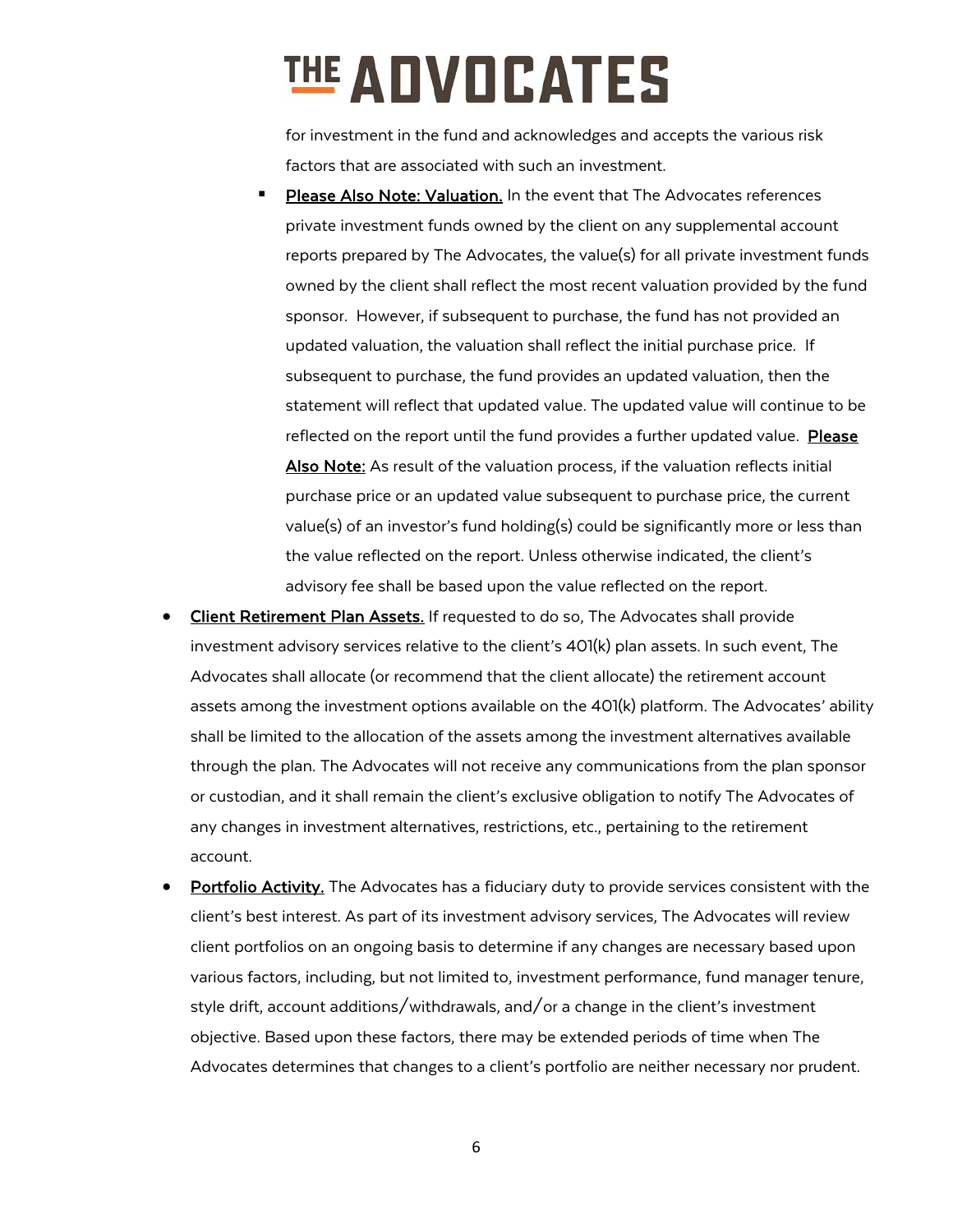for investment in the fund and acknowledges and accepts the various risk factors that are associated with such an investment.

    - <u>Please Also Note: Valuation.</u> In the event that The Advocates references private investment funds owned by the client on any supplemental account reports prepared by The Advocates, the value(s) for all private investment funds owned by the client shall reflect the most recent valuation provided by the fund sponsor. However, if subsequent to purchase, the fund has not provided an updated valuation, the valuation shall reflect the initial purchase price. If subsequent to purchase, the fund provides an updated valuation, then the statement will reflect that updated value. The updated value will continue to be reflected on the report until the fund provides a further updated value. **<u>Please Also Note:</u>** As result of the valuation process, if the valuation reflects initial purchase price or an updated value subsequent to purchase price, the current value(s) of an investor's fund holding(s) could be significantly more or less than the value reflected on the report. Unless otherwise indicated, the client's advisory fee shall be based upon the value reflected on the report.

- <u>Client Retirement Plan Assets.</u> If requested to do so, The Advocates shall provide investment advisory services relative to the client's 401(k) plan assets. In such event, The Advocates shall allocate (or recommend that the client allocate) the retirement account assets among the investment options available on the 401(k) platform. The Advocates' ability shall be limited to the allocation of the assets among the investment alternatives available through the plan. The Advocates will not receive any communications from the plan sponsor or custodian, and it shall remain the client's exclusive obligation to notify The Advocates of any changes in investment alternatives, restrictions, etc., pertaining to the retirement account.
- <u>Portfolio Activity.</u> The Advocates has a fiduciary duty to provide services consistent with the client's best interest. As part of its investment advisory services, The Advocates will review client portfolios on an ongoing basis to determine if any changes are necessary based upon various factors, including, but not limited to, investment performance, fund manager tenure, style drift, account additions/withdrawals, and/or a change in the client's investment objective. Based upon these factors, there may be extended periods of time when The Advocates determines that changes to a client's portfolio are neither necessary nor prudent.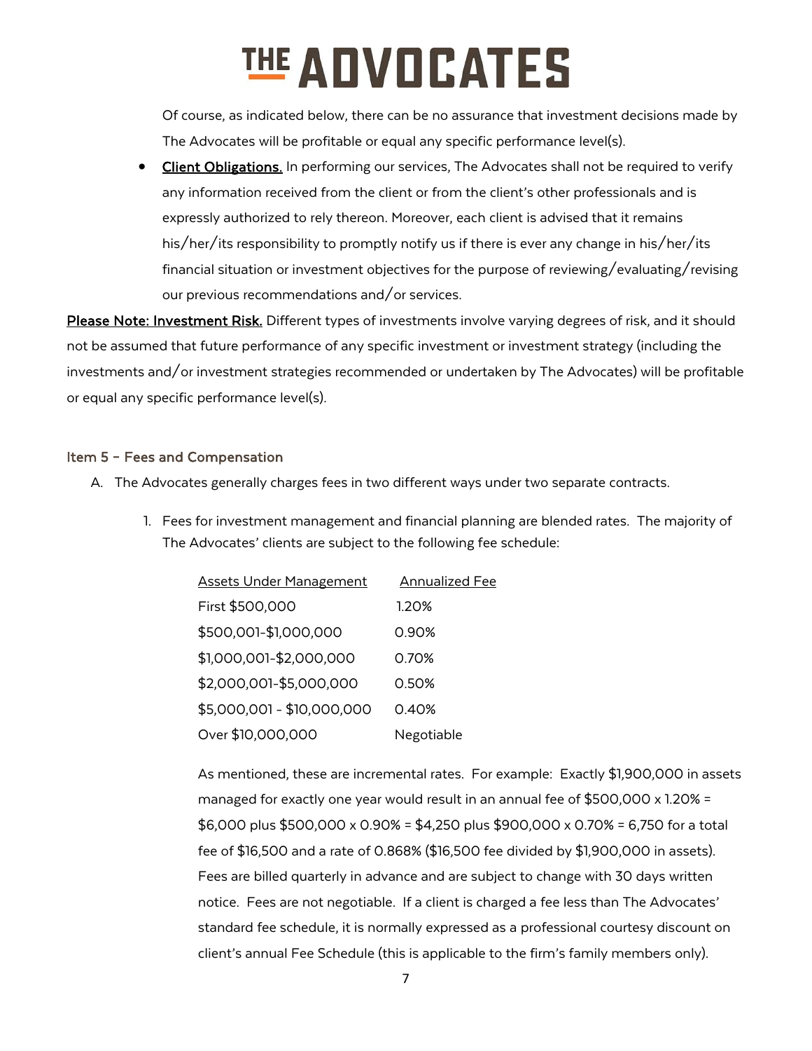Of course, as indicated below, there can be no assurance that investment decisions made by The Advocates will be profitable or equal any specific performance level(s).

- **Client Obligations.** In performing our services, The Advocates shall not be required to verify any information received from the client or from the client's other professionals and is expressly authorized to rely thereon. Moreover, each client is advised that it remains his/her/its responsibility to promptly notify us if there is ever any change in his/her/its financial situation or investment objectives for the purpose of reviewing/evaluating/revising our previous recommendations and/or services.

**Please Note: Investment Risk.** Different types of investments involve varying degrees of risk, and it should not be assumed that future performance of any specific investment or investment strategy (including the investments and/or investment strategies recommended or undertaken by The Advocates) will be profitable or equal any specific performance level(s).

## Item 5 – Fees and Compensation

A. The Advocates generally charges fees in two different ways under two separate contracts.

1. Fees for investment management and financial planning are blended rates. The majority of The Advocates' clients are subject to the following fee schedule:

| Assets Under Management | Annualized Fee |
|---|---|
| First $500,000 | 1.20% |
| $500,001-$1,000,000 | 0.90% |
| $1,000,001-$2,000,000 | 0.70% |
| $2,000,001-$5,000,000 | 0.50% |
| $5,000,001 - $10,000,000 | 0.40% |
| Over $10,000,000 | Negotiable |

As mentioned, these are incremental rates. For example: Exactly $1,900,000 in assets managed for exactly one year would result in an annual fee of $500,000 x 1.20% = $6,000 plus $500,000 x 0.90% = $4,250 plus $900,000 x 0.70% = 6,750 for a total fee of $16,500 and a rate of 0.868% ($16,500 fee divided by $1,900,000 in assets). Fees are billed quarterly in advance and are subject to change with 30 days written notice. Fees are not negotiable. If a client is charged a fee less than The Advocates' standard fee schedule, it is normally expressed as a professional courtesy discount on client's annual Fee Schedule (this is applicable to the firm's family members only).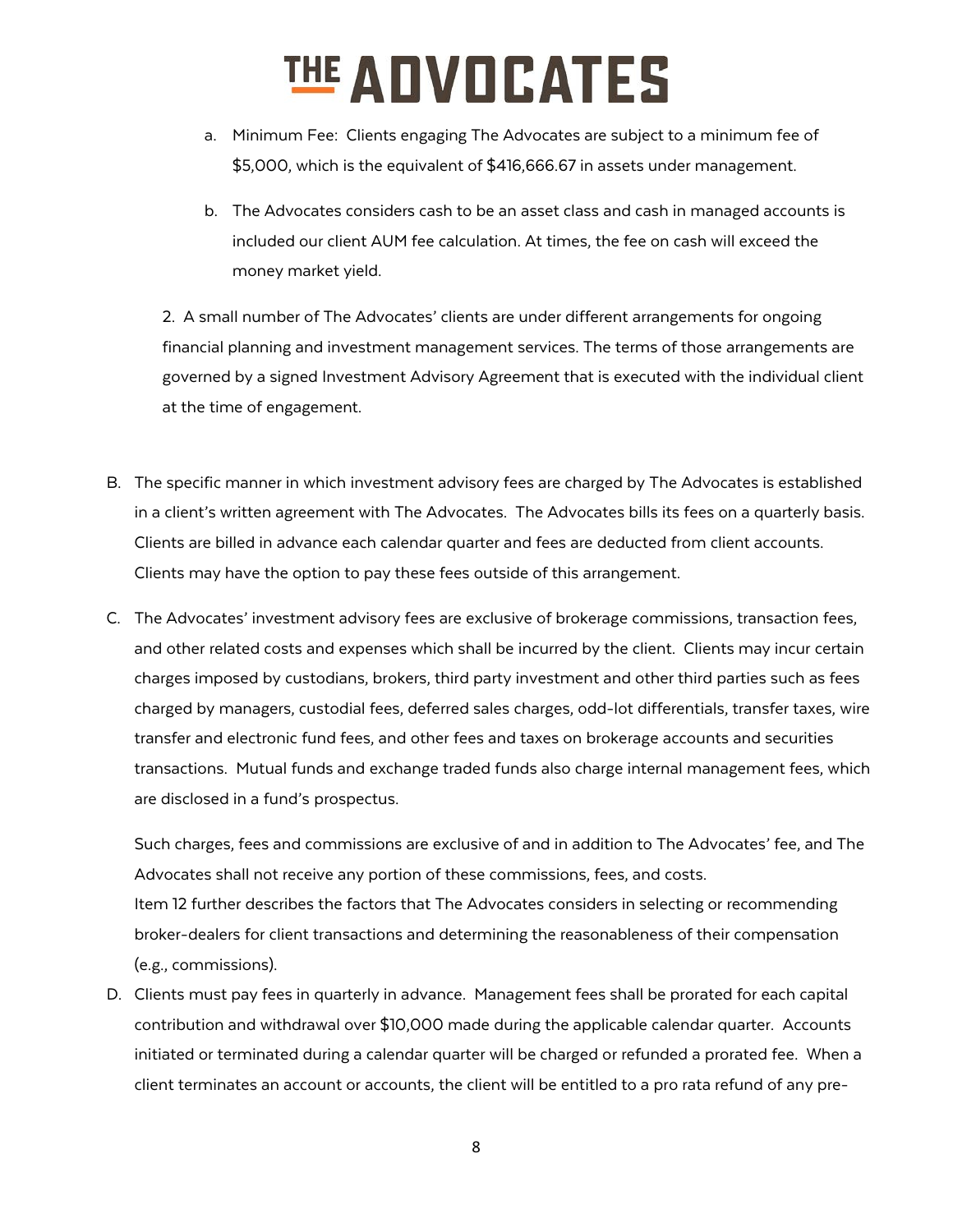a. Minimum Fee: Clients engaging The Advocates are subject to a minimum fee of $5,000, which is the equivalent of $416,666.67 in assets under management.

b. The Advocates considers cash to be an asset class and cash in managed accounts is included our client AUM fee calculation. At times, the fee on cash will exceed the money market yield.

2. A small number of The Advocates' clients are under different arrangements for ongoing financial planning and investment management services. The terms of those arrangements are governed by a signed Investment Advisory Agreement that is executed with the individual client at the time of engagement.

B. The specific manner in which investment advisory fees are charged by The Advocates is established in a client's written agreement with The Advocates. The Advocates bills its fees on a quarterly basis. Clients are billed in advance each calendar quarter and fees are deducted from client accounts. Clients may have the option to pay these fees outside of this arrangement.

C. The Advocates' investment advisory fees are exclusive of brokerage commissions, transaction fees, and other related costs and expenses which shall be incurred by the client. Clients may incur certain charges imposed by custodians, brokers, third party investment and other third parties such as fees charged by managers, custodial fees, deferred sales charges, odd-lot differentials, transfer taxes, wire transfer and electronic fund fees, and other fees and taxes on brokerage accounts and securities transactions. Mutual funds and exchange traded funds also charge internal management fees, which are disclosed in a fund's prospectus.

Such charges, fees and commissions are exclusive of and in addition to The Advocates' fee, and The Advocates shall not receive any portion of these commissions, fees, and costs.
Item 12 further describes the factors that The Advocates considers in selecting or recommending broker-dealers for client transactions and determining the reasonableness of their compensation (e.g., commissions).

D. Clients must pay fees in quarterly in advance. Management fees shall be prorated for each capital contribution and withdrawal over $10,000 made during the applicable calendar quarter. Accounts initiated or terminated during a calendar quarter will be charged or refunded a prorated fee. When a client terminates an account or accounts, the client will be entitled to a pro rata refund of any pre-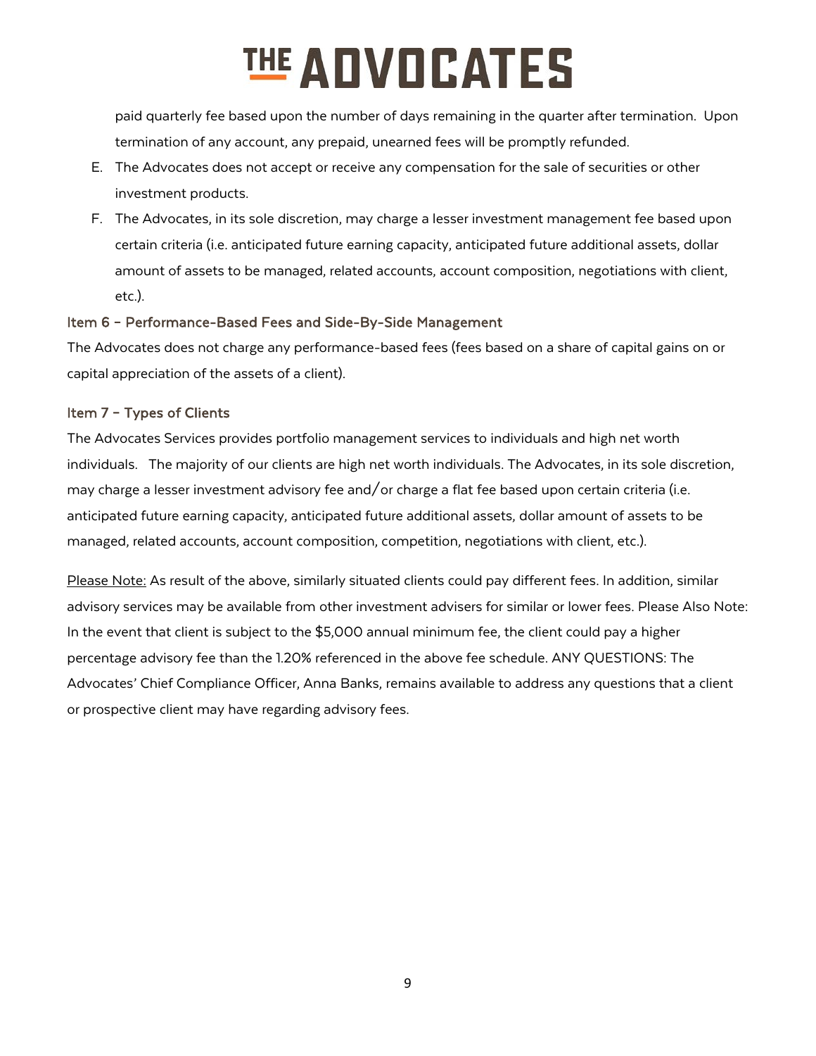paid quarterly fee based upon the number of days remaining in the quarter after termination. Upon termination of any account, any prepaid, unearned fees will be promptly refunded.

E. The Advocates does not accept or receive any compensation for the sale of securities or other investment products.

F. The Advocates, in its sole discretion, may charge a lesser investment management fee based upon certain criteria (i.e. anticipated future earning capacity, anticipated future additional assets, dollar amount of assets to be managed, related accounts, account composition, negotiations with client, etc.).

## Item 6 – Performance-Based Fees and Side-By-Side Management

The Advocates does not charge any performance-based fees (fees based on a share of capital gains on or capital appreciation of the assets of a client).

## Item 7 – Types of Clients

The Advocates Services provides portfolio management services to individuals and high net worth individuals. The majority of our clients are high net worth individuals. The Advocates, in its sole discretion, may charge a lesser investment advisory fee and/or charge a flat fee based upon certain criteria (i.e. anticipated future earning capacity, anticipated future additional assets, dollar amount of assets to be managed, related accounts, account composition, competition, negotiations with client, etc.).

<u>Please Note:</u> As result of the above, similarly situated clients could pay different fees. In addition, similar advisory services may be available from other investment advisers for similar or lower fees. Please Also Note: In the event that client is subject to the $5,000 annual minimum fee, the client could pay a higher percentage advisory fee than the 1.20% referenced in the above fee schedule. ANY QUESTIONS: The Advocates' Chief Compliance Officer, Anna Banks, remains available to address any questions that a client or prospective client may have regarding advisory fees.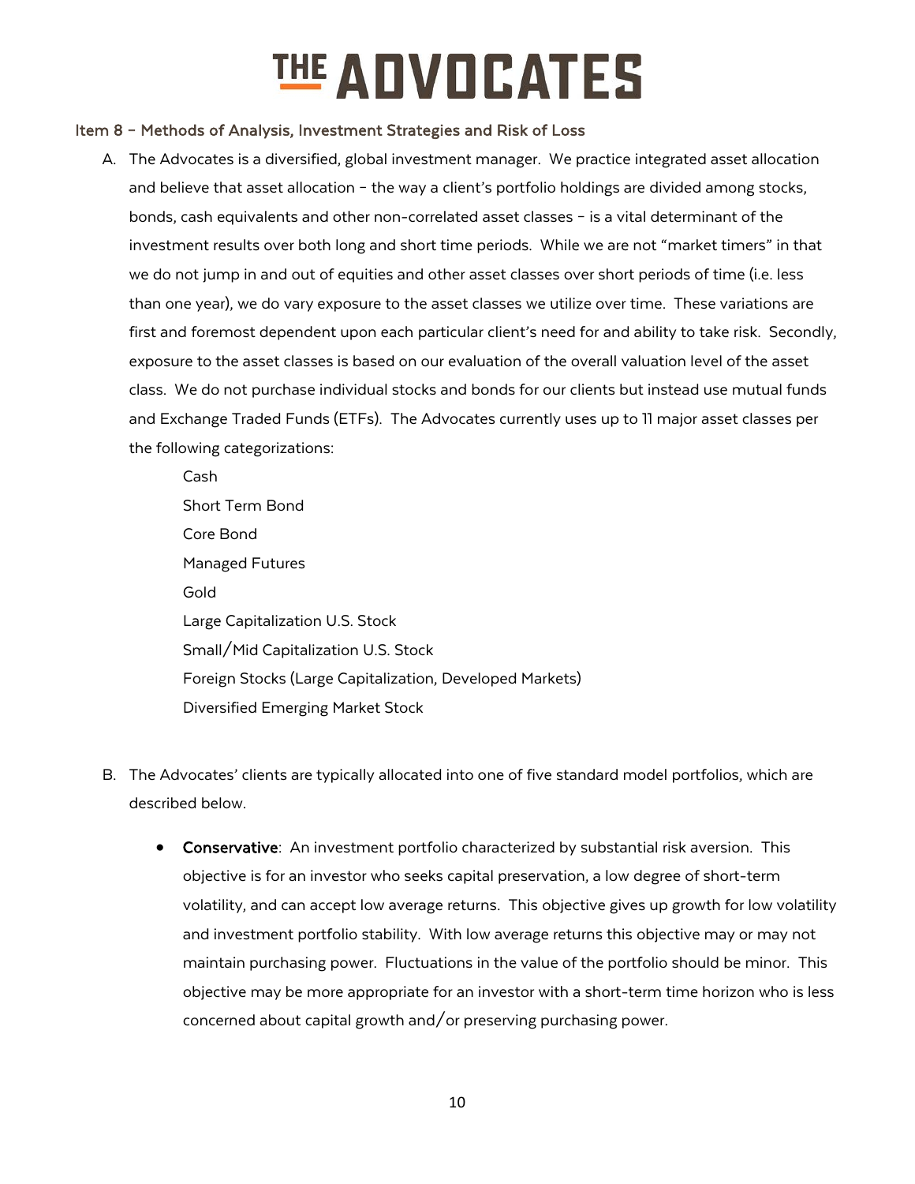## Item 8 – Methods of Analysis, Investment Strategies and Risk of Loss

A. The Advocates is a diversified, global investment manager. We practice integrated asset allocation and believe that asset allocation – the way a client's portfolio holdings are divided among stocks, bonds, cash equivalents and other non-correlated asset classes – is a vital determinant of the investment results over both long and short time periods. While we are not "market timers" in that we do not jump in and out of equities and other asset classes over short periods of time (i.e. less than one year), we do vary exposure to the asset classes we utilize over time. These variations are first and foremost dependent upon each particular client's need for and ability to take risk. Secondly, exposure to the asset classes is based on our evaluation of the overall valuation level of the asset class. We do not purchase individual stocks and bonds for our clients but instead use mutual funds and Exchange Traded Funds (ETFs). The Advocates currently uses up to 11 major asset classes per the following categorizations:

   Cash
   Short Term Bond
   Core Bond
   Managed Futures
   Gold
   Large Capitalization U.S. Stock
   Small/Mid Capitalization U.S. Stock
   Foreign Stocks (Large Capitalization, Developed Markets)
   Diversified Emerging Market Stock

B. The Advocates' clients are typically allocated into one of five standard model portfolios, which are described below.

   - **Conservative**: An investment portfolio characterized by substantial risk aversion. This objective is for an investor who seeks capital preservation, a low degree of short-term volatility, and can accept low average returns. This objective gives up growth for low volatility and investment portfolio stability. With low average returns this objective may or may not maintain purchasing power. Fluctuations in the value of the portfolio should be minor. This objective may be more appropriate for an investor with a short-term time horizon who is less concerned about capital growth and/or preserving purchasing power.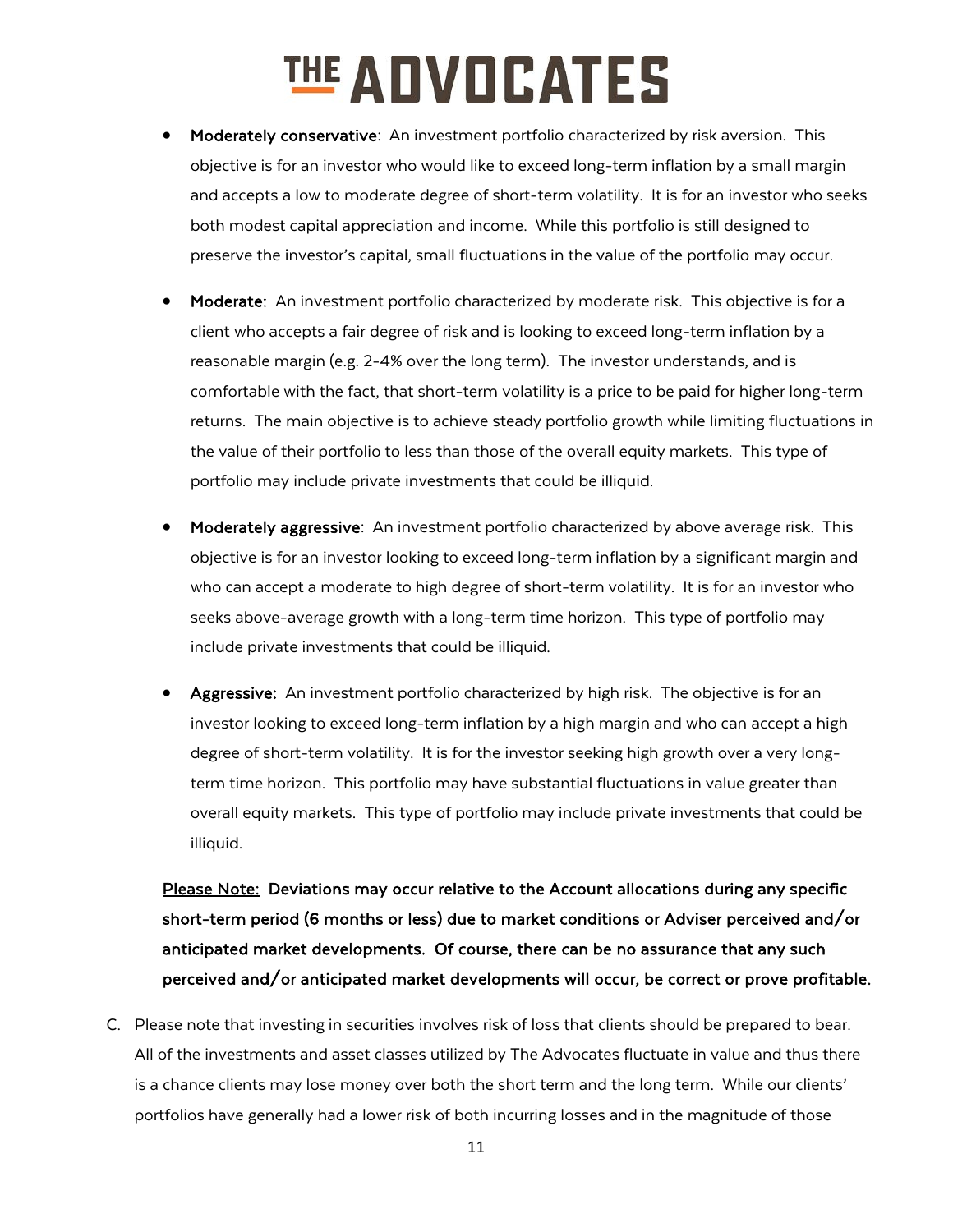- **Moderately conservative**: An investment portfolio characterized by risk aversion. This objective is for an investor who would like to exceed long-term inflation by a small margin and accepts a low to moderate degree of short-term volatility. It is for an investor who seeks both modest capital appreciation and income. While this portfolio is still designed to preserve the investor's capital, small fluctuations in the value of the portfolio may occur.

- **Moderate:** An investment portfolio characterized by moderate risk. This objective is for a client who accepts a fair degree of risk and is looking to exceed long-term inflation by a reasonable margin (e.g. 2-4% over the long term). The investor understands, and is comfortable with the fact, that short-term volatility is a price to be paid for higher long-term returns. The main objective is to achieve steady portfolio growth while limiting fluctuations in the value of their portfolio to less than those of the overall equity markets. This type of portfolio may include private investments that could be illiquid.

- **Moderately aggressive**: An investment portfolio characterized by above average risk. This objective is for an investor looking to exceed long-term inflation by a significant margin and who can accept a moderate to high degree of short-term volatility. It is for an investor who seeks above-average growth with a long-term time horizon. This type of portfolio may include private investments that could be illiquid.

- **Aggressive:** An investment portfolio characterized by high risk. The objective is for an investor looking to exceed long-term inflation by a high margin and who can accept a high degree of short-term volatility. It is for the investor seeking high growth over a very long-term time horizon. This portfolio may have substantial fluctuations in value greater than overall equity markets. This type of portfolio may include private investments that could be illiquid.

<u>Please Note:</u> **Deviations may occur relative to the Account allocations during any specific short-term period (6 months or less) due to market conditions or Adviser perceived and/or anticipated market developments. Of course, there can be no assurance that any such perceived and/or anticipated market developments will occur, be correct or prove profitable.**

C. Please note that investing in securities involves risk of loss that clients should be prepared to bear. All of the investments and asset classes utilized by The Advocates fluctuate in value and thus there is a chance clients may lose money over both the short term and the long term. While our clients' portfolios have generally had a lower risk of both incurring losses and in the magnitude of those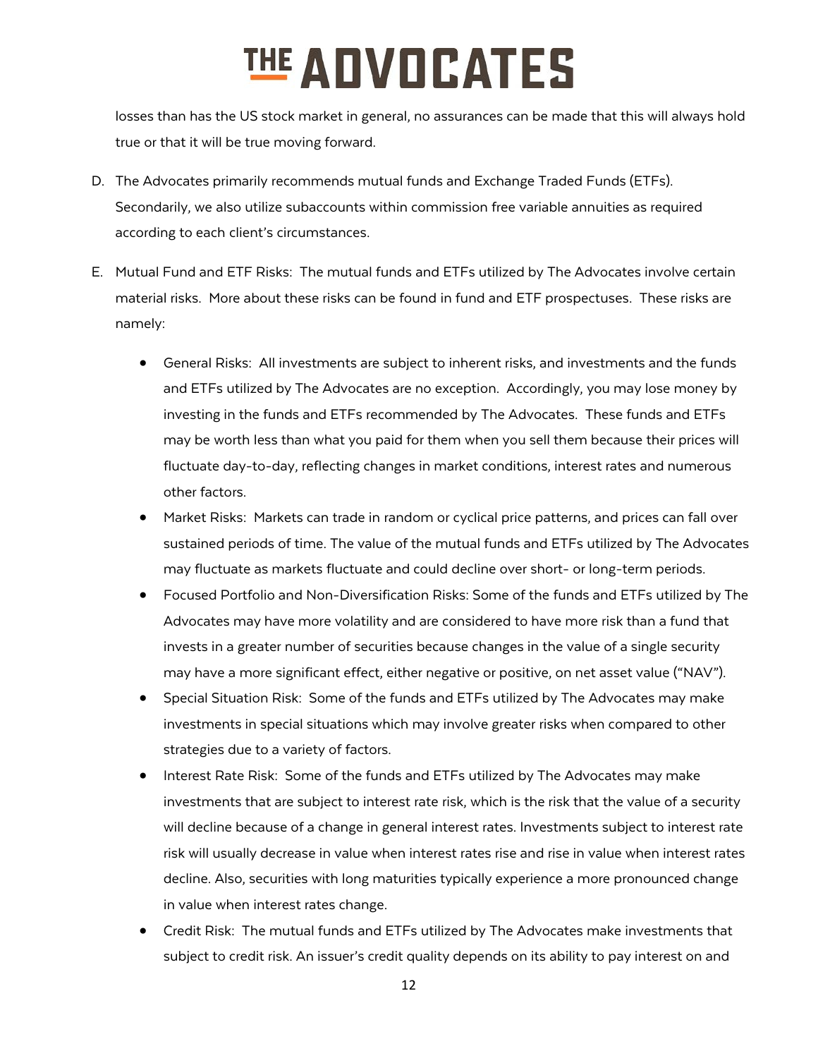losses than has the US stock market in general, no assurances can be made that this will always hold true or that it will be true moving forward.

D. The Advocates primarily recommends mutual funds and Exchange Traded Funds (ETFs). Secondarily, we also utilize subaccounts within commission free variable annuities as required according to each client's circumstances.

E. Mutual Fund and ETF Risks: The mutual funds and ETFs utilized by The Advocates involve certain material risks. More about these risks can be found in fund and ETF prospectuses. These risks are namely:

- General Risks: All investments are subject to inherent risks, and investments and the funds and ETFs utilized by The Advocates are no exception. Accordingly, you may lose money by investing in the funds and ETFs recommended by The Advocates. These funds and ETFs may be worth less than what you paid for them when you sell them because their prices will fluctuate day-to-day, reflecting changes in market conditions, interest rates and numerous other factors.
- Market Risks: Markets can trade in random or cyclical price patterns, and prices can fall over sustained periods of time. The value of the mutual funds and ETFs utilized by The Advocates may fluctuate as markets fluctuate and could decline over short- or long-term periods.
- Focused Portfolio and Non-Diversification Risks: Some of the funds and ETFs utilized by The Advocates may have more volatility and are considered to have more risk than a fund that invests in a greater number of securities because changes in the value of a single security may have a more significant effect, either negative or positive, on net asset value ("NAV").
- Special Situation Risk: Some of the funds and ETFs utilized by The Advocates may make investments in special situations which may involve greater risks when compared to other strategies due to a variety of factors.
- Interest Rate Risk: Some of the funds and ETFs utilized by The Advocates may make investments that are subject to interest rate risk, which is the risk that the value of a security will decline because of a change in general interest rates. Investments subject to interest rate risk will usually decrease in value when interest rates rise and rise in value when interest rates decline. Also, securities with long maturities typically experience a more pronounced change in value when interest rates change.
- Credit Risk: The mutual funds and ETFs utilized by The Advocates make investments that subject to credit risk. An issuer's credit quality depends on its ability to pay interest on and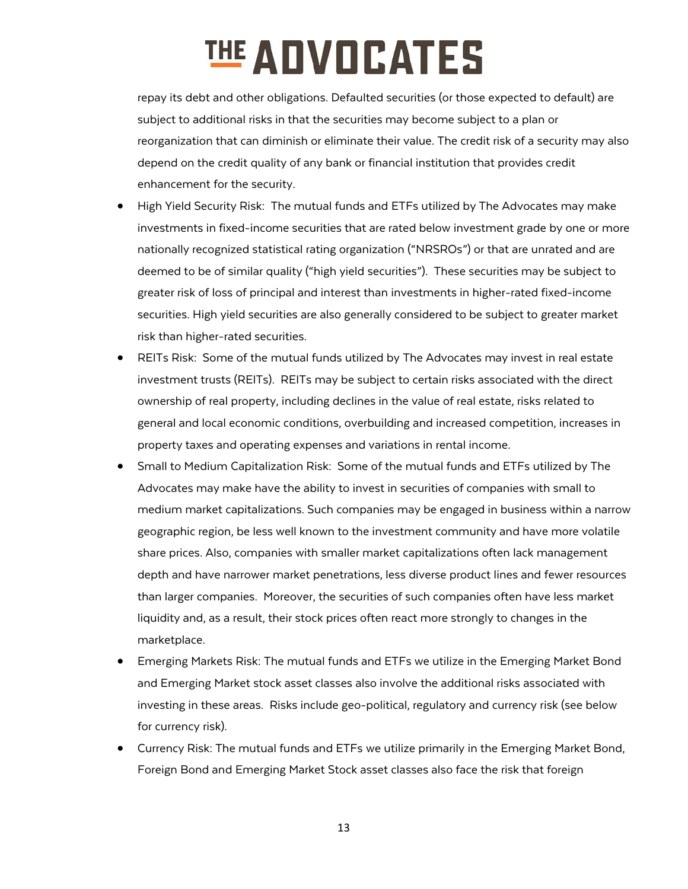repay its debt and other obligations. Defaulted securities (or those expected to default) are subject to additional risks in that the securities may become subject to a plan or reorganization that can diminish or eliminate their value. The credit risk of a security may also depend on the credit quality of any bank or financial institution that provides credit enhancement for the security.

- High Yield Security Risk: The mutual funds and ETFs utilized by The Advocates may make investments in fixed-income securities that are rated below investment grade by one or more nationally recognized statistical rating organization ("NRSROs") or that are unrated and are deemed to be of similar quality ("high yield securities"). These securities may be subject to greater risk of loss of principal and interest than investments in higher-rated fixed-income securities. High yield securities are also generally considered to be subject to greater market risk than higher-rated securities.
- REITs Risk: Some of the mutual funds utilized by The Advocates may invest in real estate investment trusts (REITs). REITs may be subject to certain risks associated with the direct ownership of real property, including declines in the value of real estate, risks related to general and local economic conditions, overbuilding and increased competition, increases in property taxes and operating expenses and variations in rental income.
- Small to Medium Capitalization Risk: Some of the mutual funds and ETFs utilized by The Advocates may make have the ability to invest in securities of companies with small to medium market capitalizations. Such companies may be engaged in business within a narrow geographic region, be less well known to the investment community and have more volatile share prices. Also, companies with smaller market capitalizations often lack management depth and have narrower market penetrations, less diverse product lines and fewer resources than larger companies. Moreover, the securities of such companies often have less market liquidity and, as a result, their stock prices often react more strongly to changes in the marketplace.
- Emerging Markets Risk: The mutual funds and ETFs we utilize in the Emerging Market Bond and Emerging Market stock asset classes also involve the additional risks associated with investing in these areas. Risks include geo-political, regulatory and currency risk (see below for currency risk).
- Currency Risk: The mutual funds and ETFs we utilize primarily in the Emerging Market Bond, Foreign Bond and Emerging Market Stock asset classes also face the risk that foreign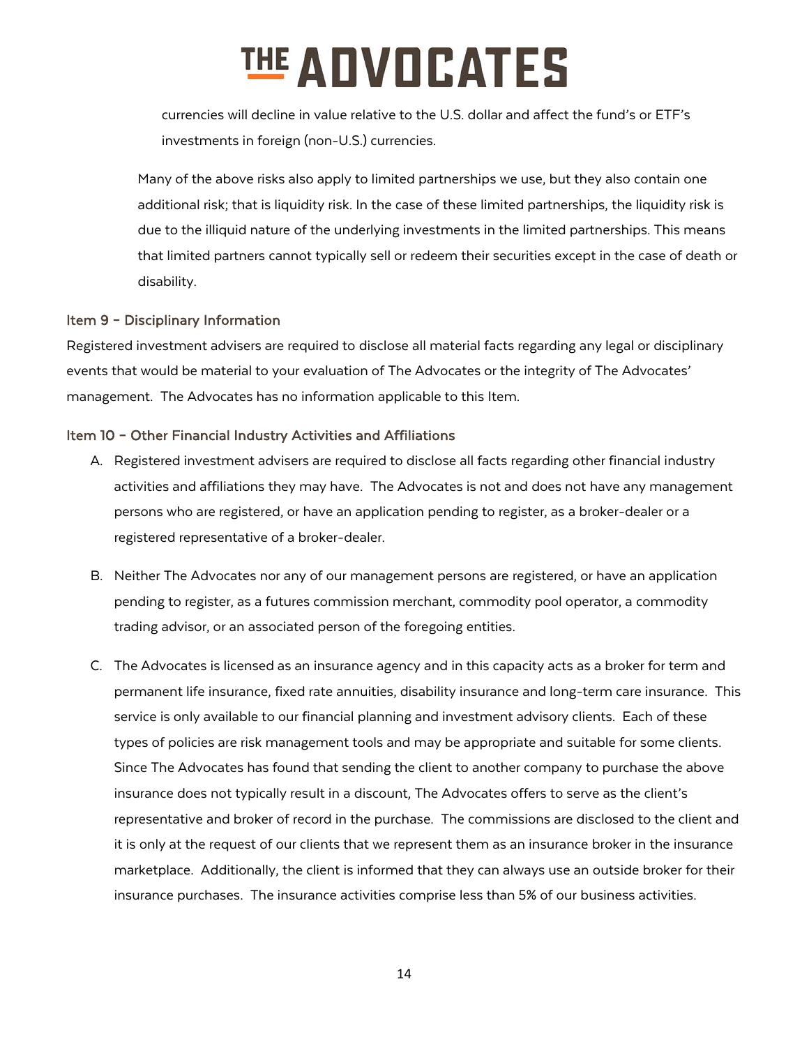currencies will decline in value relative to the U.S. dollar and affect the fund's or ETF's investments in foreign (non-U.S.) currencies.

Many of the above risks also apply to limited partnerships we use, but they also contain one additional risk; that is liquidity risk. In the case of these limited partnerships, the liquidity risk is due to the illiquid nature of the underlying investments in the limited partnerships. This means that limited partners cannot typically sell or redeem their securities except in the case of death or disability.

### Item 9 – Disciplinary Information

Registered investment advisers are required to disclose all material facts regarding any legal or disciplinary events that would be material to your evaluation of The Advocates or the integrity of The Advocates' management. The Advocates has no information applicable to this Item.

### Item 10 – Other Financial Industry Activities and Affiliations

A. Registered investment advisers are required to disclose all facts regarding other financial industry activities and affiliations they may have. The Advocates is not and does not have any management persons who are registered, or have an application pending to register, as a broker-dealer or a registered representative of a broker-dealer.

B. Neither The Advocates nor any of our management persons are registered, or have an application pending to register, as a futures commission merchant, commodity pool operator, a commodity trading advisor, or an associated person of the foregoing entities.

C. The Advocates is licensed as an insurance agency and in this capacity acts as a broker for term and permanent life insurance, fixed rate annuities, disability insurance and long-term care insurance. This service is only available to our financial planning and investment advisory clients. Each of these types of policies are risk management tools and may be appropriate and suitable for some clients. Since The Advocates has found that sending the client to another company to purchase the above insurance does not typically result in a discount, The Advocates offers to serve as the client's representative and broker of record in the purchase. The commissions are disclosed to the client and it is only at the request of our clients that we represent them as an insurance broker in the insurance marketplace. Additionally, the client is informed that they can always use an outside broker for their insurance purchases. The insurance activities comprise less than 5% of our business activities.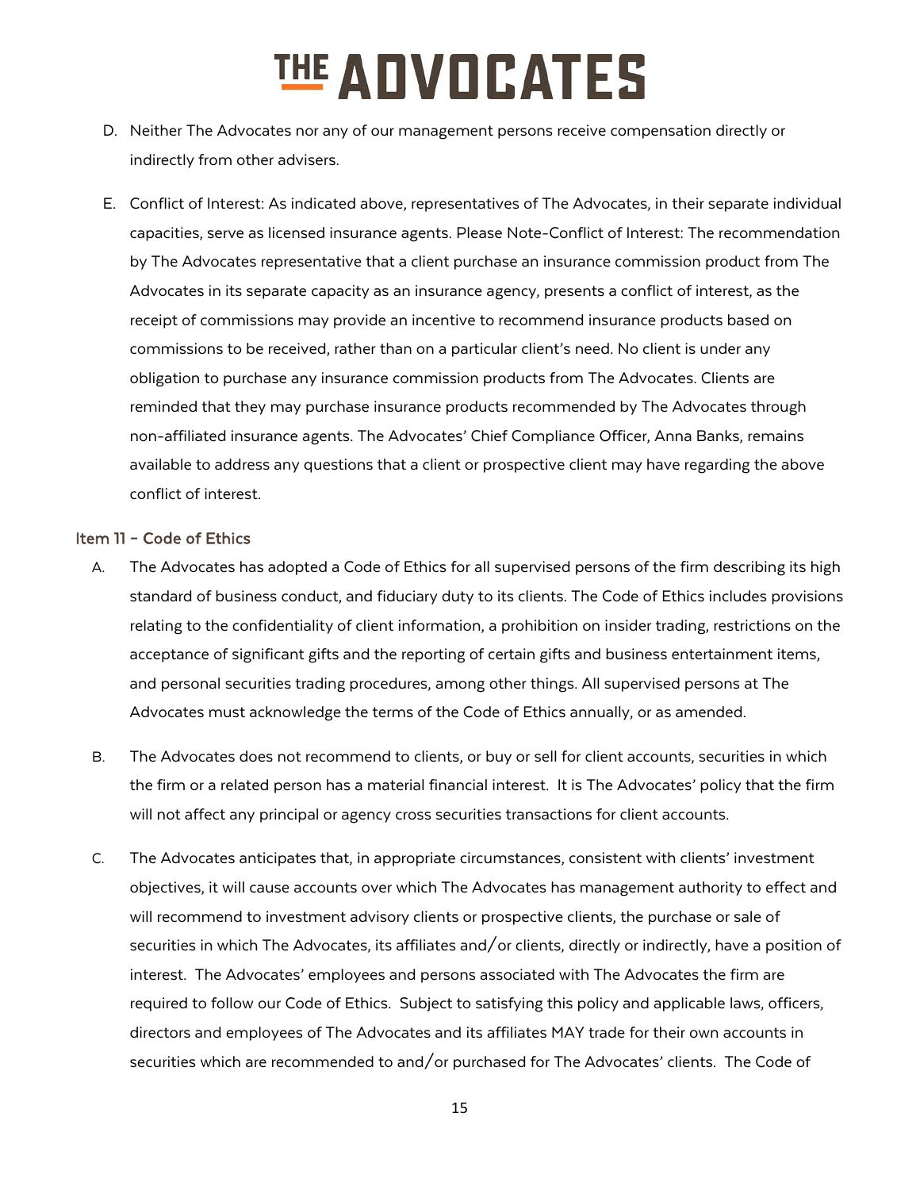D. Neither The Advocates nor any of our management persons receive compensation directly or indirectly from other advisers.

E. Conflict of Interest: As indicated above, representatives of The Advocates, in their separate individual capacities, serve as licensed insurance agents. Please Note-Conflict of Interest: The recommendation by The Advocates representative that a client purchase an insurance commission product from The Advocates in its separate capacity as an insurance agency, presents a conflict of interest, as the receipt of commissions may provide an incentive to recommend insurance products based on commissions to be received, rather than on a particular client's need. No client is under any obligation to purchase any insurance commission products from The Advocates. Clients are reminded that they may purchase insurance products recommended by The Advocates through non-affiliated insurance agents. The Advocates' Chief Compliance Officer, Anna Banks, remains available to address any questions that a client or prospective client may have regarding the above conflict of interest.

### Item 11 - Code of Ethics

A. The Advocates has adopted a Code of Ethics for all supervised persons of the firm describing its high standard of business conduct, and fiduciary duty to its clients. The Code of Ethics includes provisions relating to the confidentiality of client information, a prohibition on insider trading, restrictions on the acceptance of significant gifts and the reporting of certain gifts and business entertainment items, and personal securities trading procedures, among other things. All supervised persons at The Advocates must acknowledge the terms of the Code of Ethics annually, or as amended.

B. The Advocates does not recommend to clients, or buy or sell for client accounts, securities in which the firm or a related person has a material financial interest. It is The Advocates' policy that the firm will not affect any principal or agency cross securities transactions for client accounts.

C. The Advocates anticipates that, in appropriate circumstances, consistent with clients' investment objectives, it will cause accounts over which The Advocates has management authority to effect and will recommend to investment advisory clients or prospective clients, the purchase or sale of securities in which The Advocates, its affiliates and/or clients, directly or indirectly, have a position of interest. The Advocates' employees and persons associated with The Advocates the firm are required to follow our Code of Ethics. Subject to satisfying this policy and applicable laws, officers, directors and employees of The Advocates and its affiliates MAY trade for their own accounts in securities which are recommended to and/or purchased for The Advocates' clients. The Code of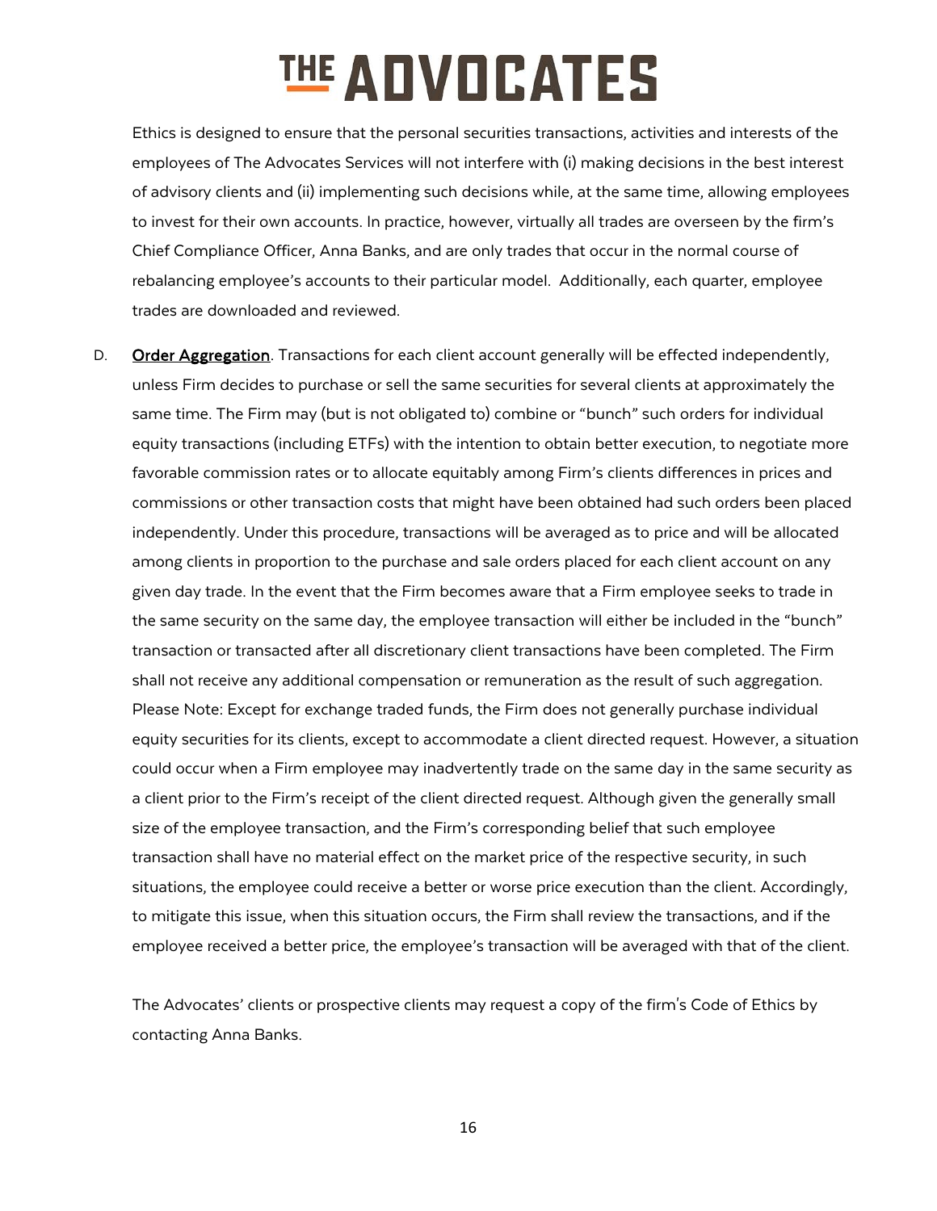Ethics is designed to ensure that the personal securities transactions, activities and interests of the employees of The Advocates Services will not interfere with (i) making decisions in the best interest of advisory clients and (ii) implementing such decisions while, at the same time, allowing employees to invest for their own accounts. In practice, however, virtually all trades are overseen by the firm's Chief Compliance Officer, Anna Banks, and are only trades that occur in the normal course of rebalancing employee's accounts to their particular model. Additionally, each quarter, employee trades are downloaded and reviewed.

D. Order Aggregation. Transactions for each client account generally will be effected independently, unless Firm decides to purchase or sell the same securities for several clients at approximately the same time. The Firm may (but is not obligated to) combine or "bunch" such orders for individual equity transactions (including ETFs) with the intention to obtain better execution, to negotiate more favorable commission rates or to allocate equitably among Firm's clients differences in prices and commissions or other transaction costs that might have been obtained had such orders been placed independently. Under this procedure, transactions will be averaged as to price and will be allocated among clients in proportion to the purchase and sale orders placed for each client account on any given day trade. In the event that the Firm becomes aware that a Firm employee seeks to trade in the same security on the same day, the employee transaction will either be included in the "bunch" transaction or transacted after all discretionary client transactions have been completed. The Firm shall not receive any additional compensation or remuneration as the result of such aggregation. Please Note: Except for exchange traded funds, the Firm does not generally purchase individual equity securities for its clients, except to accommodate a client directed request. However, a situation could occur when a Firm employee may inadvertently trade on the same day in the same security as a client prior to the Firm's receipt of the client directed request. Although given the generally small size of the employee transaction, and the Firm's corresponding belief that such employee transaction shall have no material effect on the market price of the respective security, in such situations, the employee could receive a better or worse price execution than the client. Accordingly, to mitigate this issue, when this situation occurs, the Firm shall review the transactions, and if the employee received a better price, the employee's transaction will be averaged with that of the client.

The Advocates' clients or prospective clients may request a copy of the firm's Code of Ethics by contacting Anna Banks.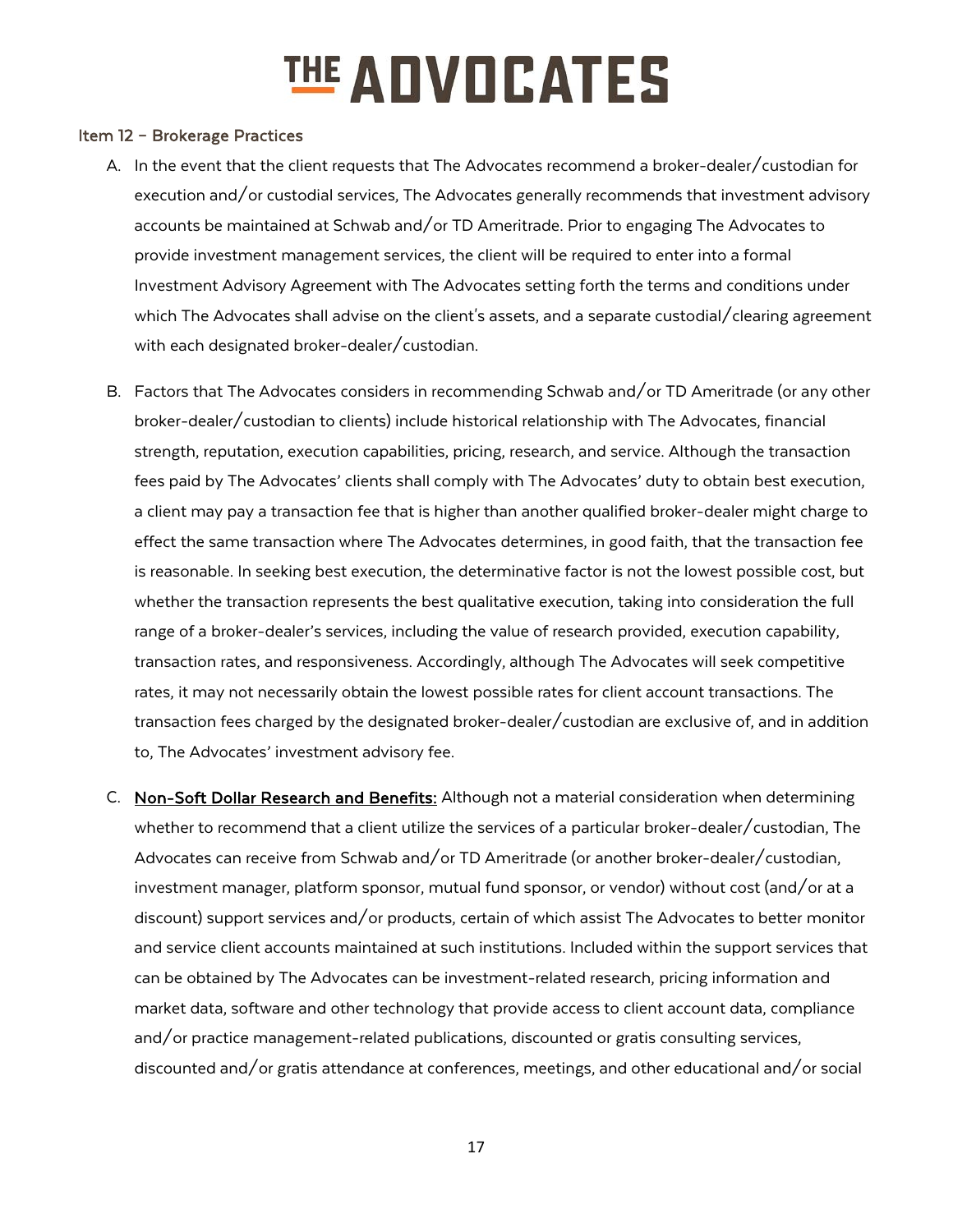## Item 12 – Brokerage Practices

A. In the event that the client requests that The Advocates recommend a broker-dealer/custodian for execution and/or custodial services, The Advocates generally recommends that investment advisory accounts be maintained at Schwab and/or TD Ameritrade. Prior to engaging The Advocates to provide investment management services, the client will be required to enter into a formal Investment Advisory Agreement with The Advocates setting forth the terms and conditions under which The Advocates shall advise on the client's assets, and a separate custodial/clearing agreement with each designated broker-dealer/custodian.

B. Factors that The Advocates considers in recommending Schwab and/or TD Ameritrade (or any other broker-dealer/custodian to clients) include historical relationship with The Advocates, financial strength, reputation, execution capabilities, pricing, research, and service. Although the transaction fees paid by The Advocates' clients shall comply with The Advocates' duty to obtain best execution, a client may pay a transaction fee that is higher than another qualified broker-dealer might charge to effect the same transaction where The Advocates determines, in good faith, that the transaction fee is reasonable. In seeking best execution, the determinative factor is not the lowest possible cost, but whether the transaction represents the best qualitative execution, taking into consideration the full range of a broker-dealer's services, including the value of research provided, execution capability, transaction rates, and responsiveness. Accordingly, although The Advocates will seek competitive rates, it may not necessarily obtain the lowest possible rates for client account transactions. The transaction fees charged by the designated broker-dealer/custodian are exclusive of, and in addition to, The Advocates' investment advisory fee.

C. **Non-Soft Dollar Research and Benefits:** Although not a material consideration when determining whether to recommend that a client utilize the services of a particular broker-dealer/custodian, The Advocates can receive from Schwab and/or TD Ameritrade (or another broker-dealer/custodian, investment manager, platform sponsor, mutual fund sponsor, or vendor) without cost (and/or at a discount) support services and/or products, certain of which assist The Advocates to better monitor and service client accounts maintained at such institutions. Included within the support services that can be obtained by The Advocates can be investment-related research, pricing information and market data, software and other technology that provide access to client account data, compliance and/or practice management-related publications, discounted or gratis consulting services, discounted and/or gratis attendance at conferences, meetings, and other educational and/or social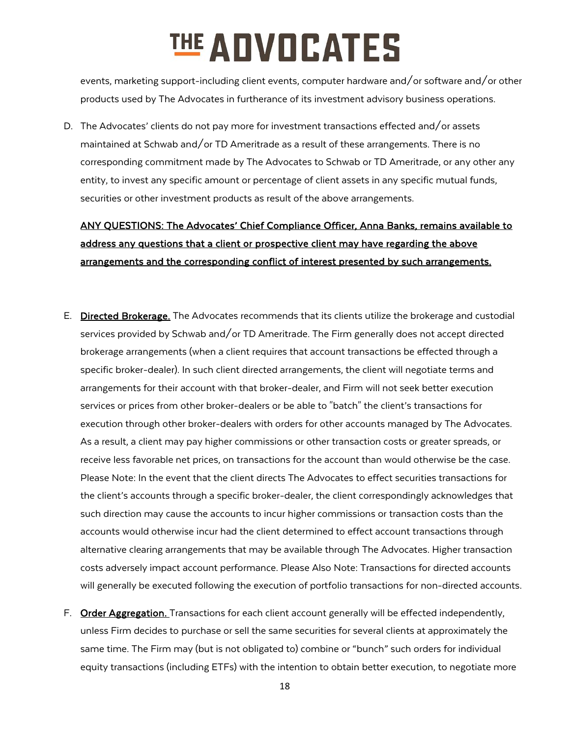events, marketing support-including client events, computer hardware and/or software and/or other products used by The Advocates in furtherance of its investment advisory business operations.

D. The Advocates' clients do not pay more for investment transactions effected and/or assets maintained at Schwab and/or TD Ameritrade as a result of these arrangements. There is no corresponding commitment made by The Advocates to Schwab or TD Ameritrade, or any other any entity, to invest any specific amount or percentage of client assets in any specific mutual funds, securities or other investment products as result of the above arrangements.

**ANY QUESTIONS: The Advocates' Chief Compliance Officer, Anna Banks, remains available to address any questions that a client or prospective client may have regarding the above arrangements and the corresponding conflict of interest presented by such arrangements.**

E. **Directed Brokerage.** The Advocates recommends that its clients utilize the brokerage and custodial services provided by Schwab and/or TD Ameritrade. The Firm generally does not accept directed brokerage arrangements (when a client requires that account transactions be effected through a specific broker-dealer). In such client directed arrangements, the client will negotiate terms and arrangements for their account with that broker-dealer, and Firm will not seek better execution services or prices from other broker-dealers or be able to "batch" the client's transactions for execution through other broker-dealers with orders for other accounts managed by The Advocates. As a result, a client may pay higher commissions or other transaction costs or greater spreads, or receive less favorable net prices, on transactions for the account than would otherwise be the case. Please Note: In the event that the client directs The Advocates to effect securities transactions for the client's accounts through a specific broker-dealer, the client correspondingly acknowledges that such direction may cause the accounts to incur higher commissions or transaction costs than the accounts would otherwise incur had the client determined to effect account transactions through alternative clearing arrangements that may be available through The Advocates. Higher transaction costs adversely impact account performance. Please Also Note: Transactions for directed accounts will generally be executed following the execution of portfolio transactions for non-directed accounts.

F. **Order Aggregation.** Transactions for each client account generally will be effected independently, unless Firm decides to purchase or sell the same securities for several clients at approximately the same time. The Firm may (but is not obligated to) combine or "bunch" such orders for individual equity transactions (including ETFs) with the intention to obtain better execution, to negotiate more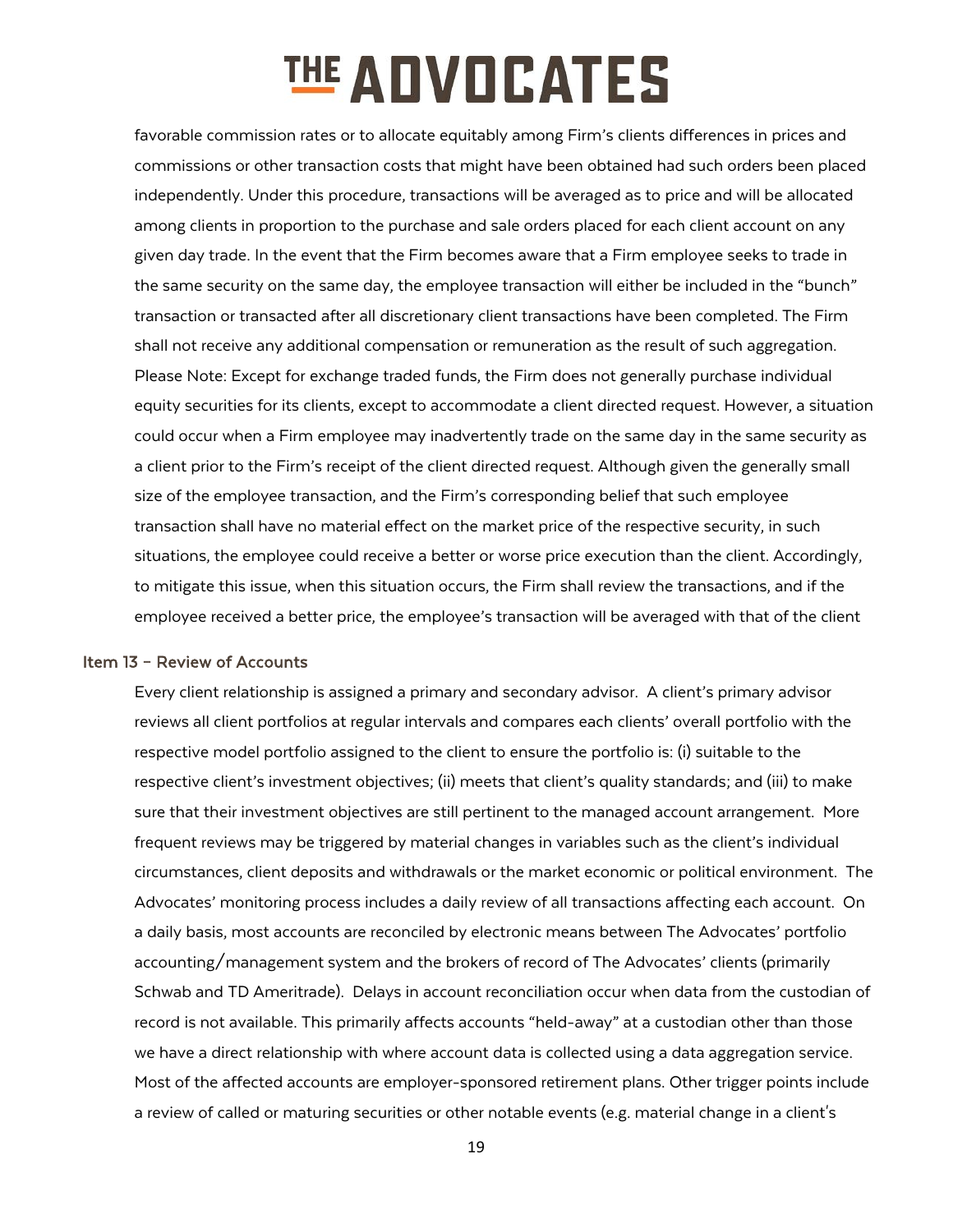favorable commission rates or to allocate equitably among Firm's clients differences in prices and commissions or other transaction costs that might have been obtained had such orders been placed independently. Under this procedure, transactions will be averaged as to price and will be allocated among clients in proportion to the purchase and sale orders placed for each client account on any given day trade. In the event that the Firm becomes aware that a Firm employee seeks to trade in the same security on the same day, the employee transaction will either be included in the "bunch" transaction or transacted after all discretionary client transactions have been completed. The Firm shall not receive any additional compensation or remuneration as the result of such aggregation. Please Note: Except for exchange traded funds, the Firm does not generally purchase individual equity securities for its clients, except to accommodate a client directed request. However, a situation could occur when a Firm employee may inadvertently trade on the same day in the same security as a client prior to the Firm's receipt of the client directed request. Although given the generally small size of the employee transaction, and the Firm's corresponding belief that such employee transaction shall have no material effect on the market price of the respective security, in such situations, the employee could receive a better or worse price execution than the client. Accordingly, to mitigate this issue, when this situation occurs, the Firm shall review the transactions, and if the employee received a better price, the employee's transaction will be averaged with that of the client

## Item 13 – Review of Accounts

Every client relationship is assigned a primary and secondary advisor. A client's primary advisor reviews all client portfolios at regular intervals and compares each clients' overall portfolio with the respective model portfolio assigned to the client to ensure the portfolio is: (i) suitable to the respective client's investment objectives; (ii) meets that client's quality standards; and (iii) to make sure that their investment objectives are still pertinent to the managed account arrangement. More frequent reviews may be triggered by material changes in variables such as the client's individual circumstances, client deposits and withdrawals or the market economic or political environment. The Advocates' monitoring process includes a daily review of all transactions affecting each account. On a daily basis, most accounts are reconciled by electronic means between The Advocates' portfolio accounting/management system and the brokers of record of The Advocates' clients (primarily Schwab and TD Ameritrade). Delays in account reconciliation occur when data from the custodian of record is not available. This primarily affects accounts "held-away" at a custodian other than those we have a direct relationship with where account data is collected using a data aggregation service. Most of the affected accounts are employer-sponsored retirement plans. Other trigger points include a review of called or maturing securities or other notable events (e.g. material change in a client's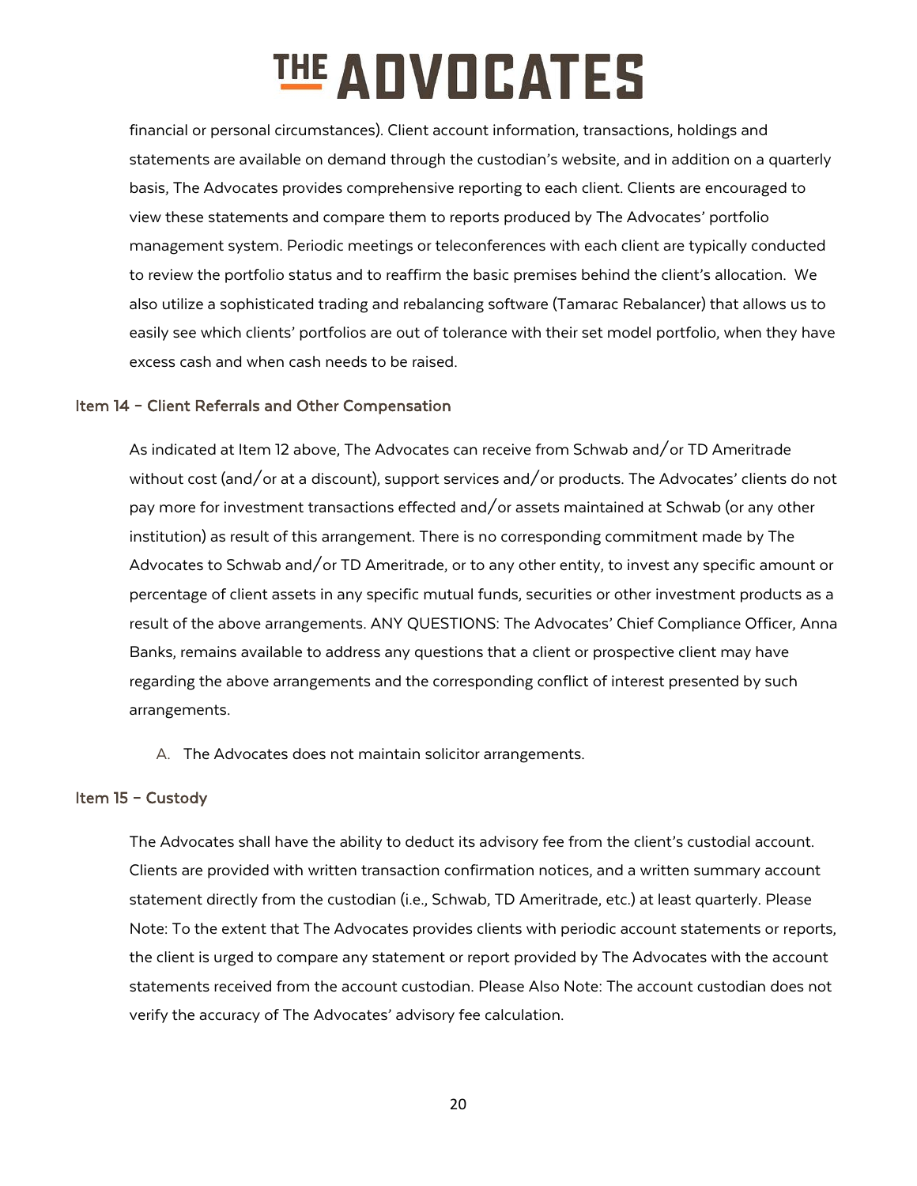financial or personal circumstances). Client account information, transactions, holdings and statements are available on demand through the custodian's website, and in addition on a quarterly basis, The Advocates provides comprehensive reporting to each client. Clients are encouraged to view these statements and compare them to reports produced by The Advocates' portfolio management system. Periodic meetings or teleconferences with each client are typically conducted to review the portfolio status and to reaffirm the basic premises behind the client's allocation. We also utilize a sophisticated trading and rebalancing software (Tamarac Rebalancer) that allows us to easily see which clients' portfolios are out of tolerance with their set model portfolio, when they have excess cash and when cash needs to be raised.

## Item 14 – Client Referrals and Other Compensation

As indicated at Item 12 above, The Advocates can receive from Schwab and/or TD Ameritrade without cost (and/or at a discount), support services and/or products. The Advocates' clients do not pay more for investment transactions effected and/or assets maintained at Schwab (or any other institution) as result of this arrangement. There is no corresponding commitment made by The Advocates to Schwab and/or TD Ameritrade, or to any other entity, to invest any specific amount or percentage of client assets in any specific mutual funds, securities or other investment products as a result of the above arrangements. ANY QUESTIONS: The Advocates' Chief Compliance Officer, Anna Banks, remains available to address any questions that a client or prospective client may have regarding the above arrangements and the corresponding conflict of interest presented by such arrangements.

A. The Advocates does not maintain solicitor arrangements.

## Item 15 – Custody

The Advocates shall have the ability to deduct its advisory fee from the client's custodial account. Clients are provided with written transaction confirmation notices, and a written summary account statement directly from the custodian (i.e., Schwab, TD Ameritrade, etc.) at least quarterly. Please Note: To the extent that The Advocates provides clients with periodic account statements or reports, the client is urged to compare any statement or report provided by The Advocates with the account statements received from the account custodian. Please Also Note: The account custodian does not verify the accuracy of The Advocates' advisory fee calculation.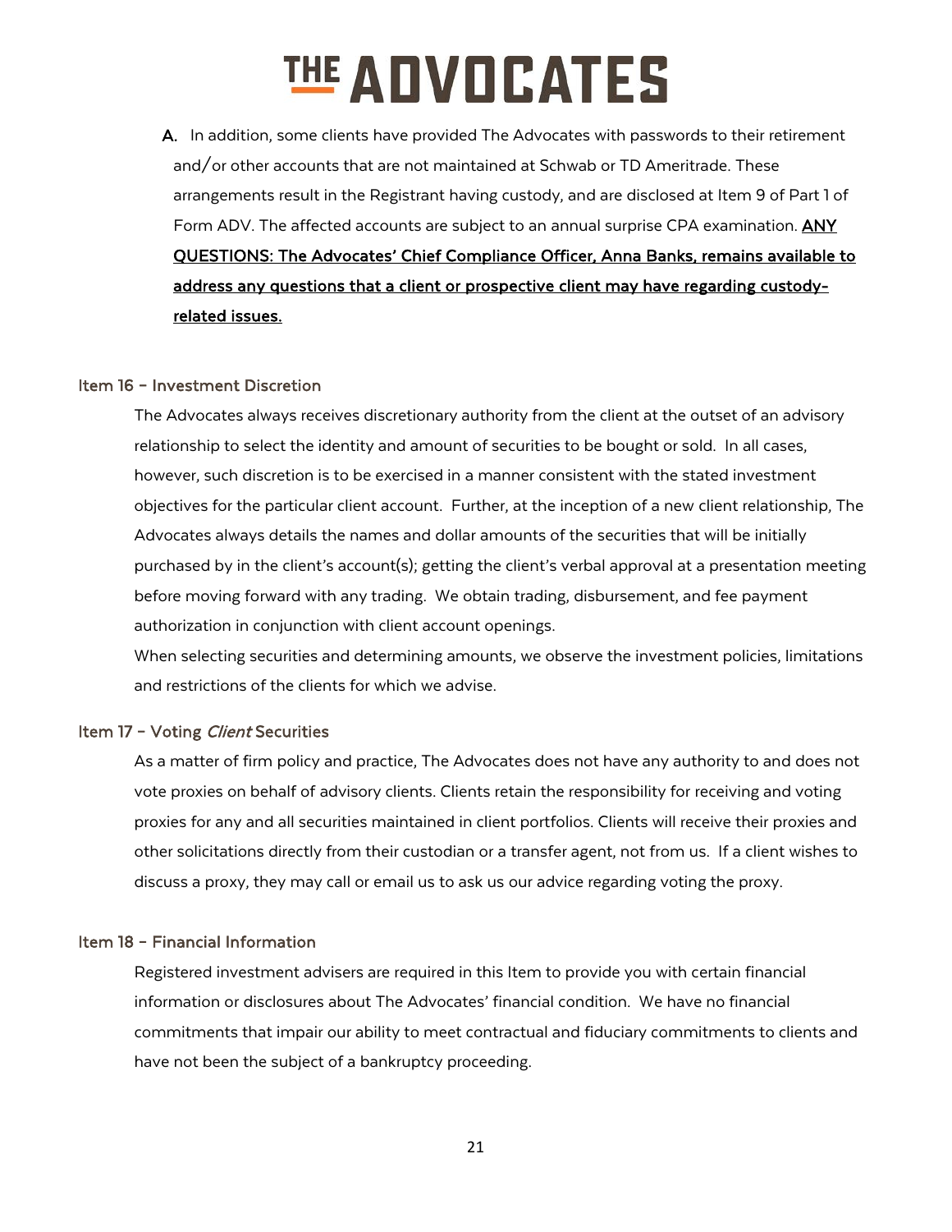A. In addition, some clients have provided The Advocates with passwords to their retirement and/or other accounts that are not maintained at Schwab or TD Ameritrade. These arrangements result in the Registrant having custody, and are disclosed at Item 9 of Part 1 of Form ADV. The affected accounts are subject to an annual surprise CPA examination. **ANY QUESTIONS: The Advocates' Chief Compliance Officer, Anna Banks, remains available to address any questions that a client or prospective client may have regarding custody-related issues.**

## Item 16 – Investment Discretion

The Advocates always receives discretionary authority from the client at the outset of an advisory relationship to select the identity and amount of securities to be bought or sold. In all cases, however, such discretion is to be exercised in a manner consistent with the stated investment objectives for the particular client account. Further, at the inception of a new client relationship, The Advocates always details the names and dollar amounts of the securities that will be initially purchased by in the client's account(s); getting the client's verbal approval at a presentation meeting before moving forward with any trading. We obtain trading, disbursement, and fee payment authorization in conjunction with client account openings.

When selecting securities and determining amounts, we observe the investment policies, limitations and restrictions of the clients for which we advise.

## Item 17 – Voting *Client* Securities

As a matter of firm policy and practice, The Advocates does not have any authority to and does not vote proxies on behalf of advisory clients. Clients retain the responsibility for receiving and voting proxies for any and all securities maintained in client portfolios. Clients will receive their proxies and other solicitations directly from their custodian or a transfer agent, not from us. If a client wishes to discuss a proxy, they may call or email us to ask us our advice regarding voting the proxy.

## Item 18 – Financial Information

Registered investment advisers are required in this Item to provide you with certain financial information or disclosures about The Advocates' financial condition. We have no financial commitments that impair our ability to meet contractual and fiduciary commitments to clients and have not been the subject of a bankruptcy proceeding.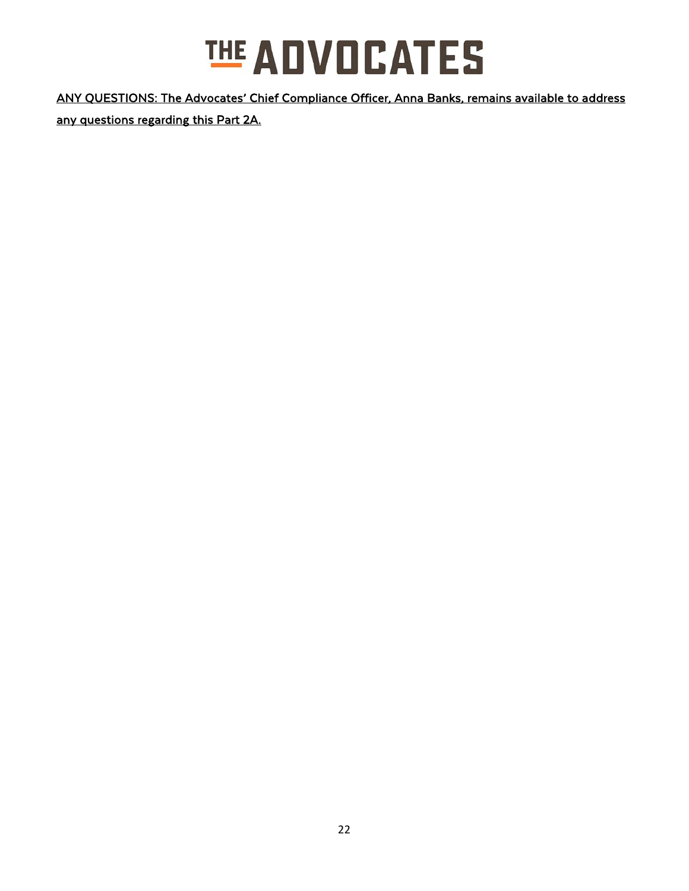ANY QUESTIONS: The Advocates' Chief Compliance Officer, Anna Banks, remains available to address any questions regarding this Part 2A.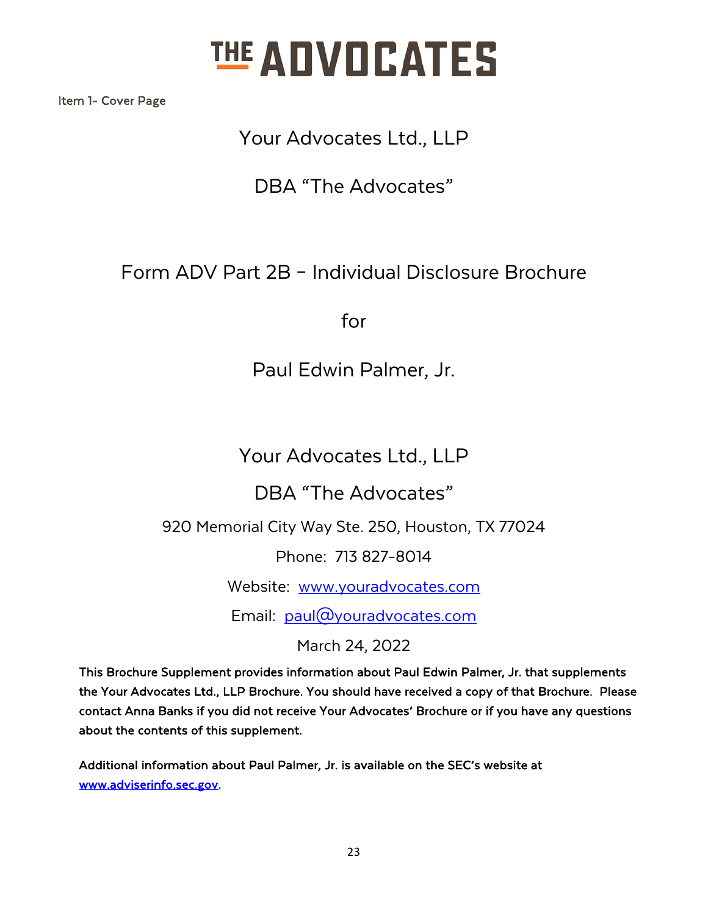# THE ADVOCATES

Item 1- Cover Page

Your Advocates Ltd., LLP

DBA "The Advocates"

## Form ADV Part 2B – Individual Disclosure Brochure

for

Paul Edwin Palmer, Jr.

Your Advocates Ltd., LLP

DBA "The Advocates"

920 Memorial City Way Ste. 250, Houston, TX 77024

Phone: 713 827-8014

Website: www.youradvocates.com

Email: paul@youradvocates.com

March 24, 2022

**This Brochure Supplement provides information about Paul Edwin Palmer, Jr. that supplements the Your Advocates Ltd., LLP Brochure. You should have received a copy of that Brochure. Please contact Anna Banks if you did not receive Your Advocates' Brochure or if you have any questions about the contents of this supplement.**

**Additional information about Paul Palmer, Jr. is available on the SEC's website at www.adviserinfo.sec.gov.**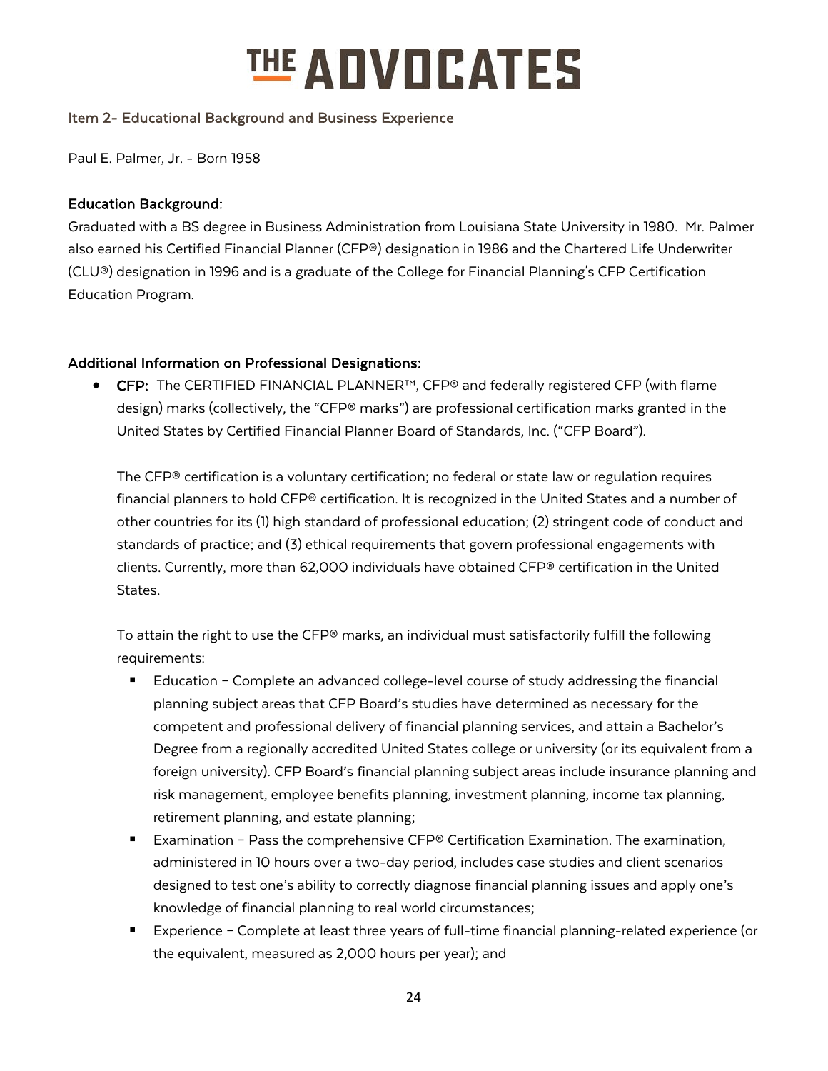**Item 2- Educational Background and Business Experience**

Paul E. Palmer, Jr. - Born 1958

**Education Background:**

Graduated with a BS degree in Business Administration from Louisiana State University in 1980. Mr. Palmer also earned his Certified Financial Planner (CFP®) designation in 1986 and the Chartered Life Underwriter (CLU®) designation in 1996 and is a graduate of the College for Financial Planning's CFP Certification Education Program.

**Additional Information on Professional Designations:**

- **CFP**: The CERTIFIED FINANCIAL PLANNER™, CFP® and federally registered CFP (with flame design) marks (collectively, the "CFP® marks") are professional certification marks granted in the United States by Certified Financial Planner Board of Standards, Inc. ("CFP Board").

  The CFP® certification is a voluntary certification; no federal or state law or regulation requires financial planners to hold CFP® certification. It is recognized in the United States and a number of other countries for its (1) high standard of professional education; (2) stringent code of conduct and standards of practice; and (3) ethical requirements that govern professional engagements with clients. Currently, more than 62,000 individuals have obtained CFP® certification in the United States.

  To attain the right to use the CFP® marks, an individual must satisfactorily fulfill the following requirements:

  - Education – Complete an advanced college-level course of study addressing the financial planning subject areas that CFP Board's studies have determined as necessary for the competent and professional delivery of financial planning services, and attain a Bachelor's Degree from a regionally accredited United States college or university (or its equivalent from a foreign university). CFP Board's financial planning subject areas include insurance planning and risk management, employee benefits planning, investment planning, income tax planning, retirement planning, and estate planning;
  - Examination – Pass the comprehensive CFP® Certification Examination. The examination, administered in 10 hours over a two-day period, includes case studies and client scenarios designed to test one's ability to correctly diagnose financial planning issues and apply one's knowledge of financial planning to real world circumstances;
  - Experience – Complete at least three years of full-time financial planning-related experience (or the equivalent, measured as 2,000 hours per year); and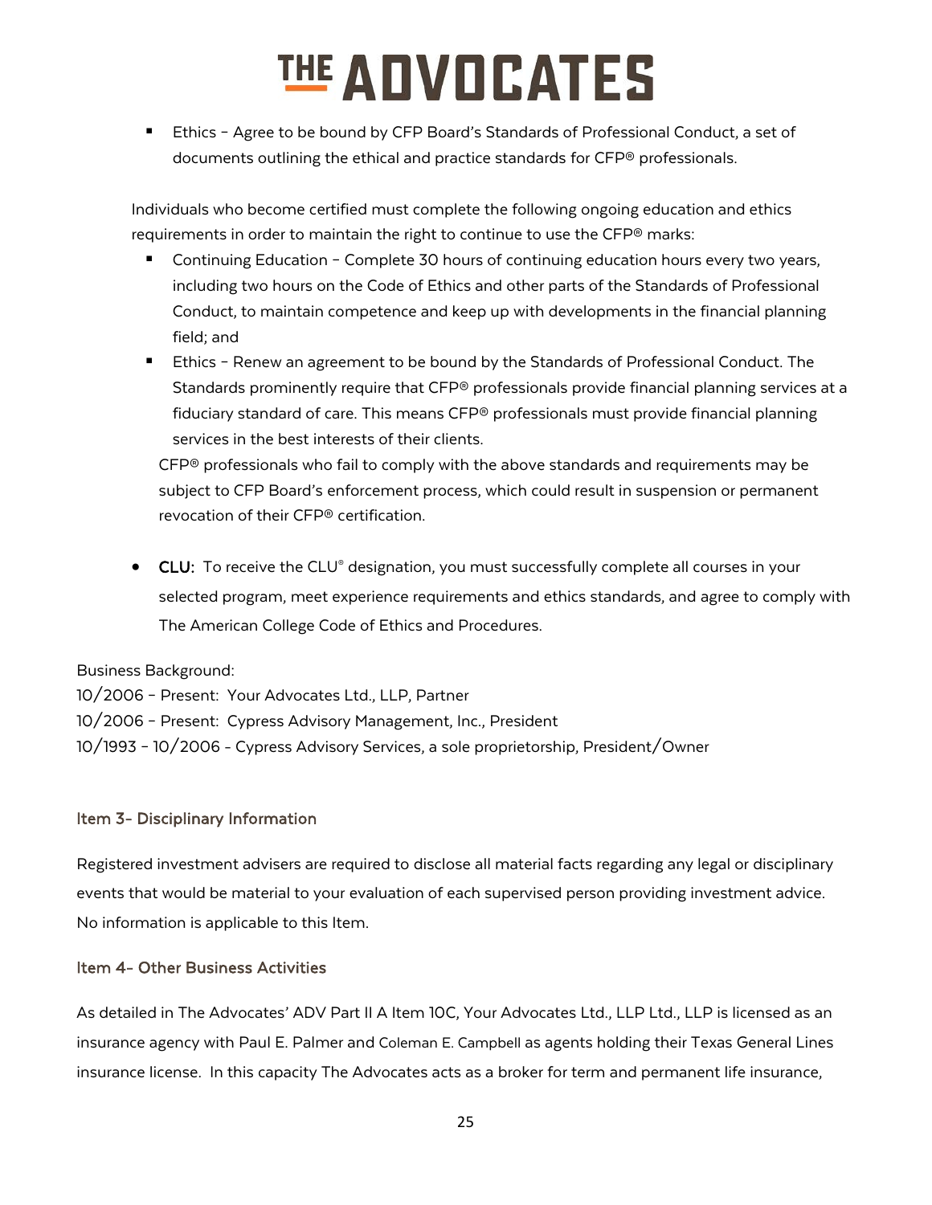- Ethics – Agree to be bound by CFP Board's Standards of Professional Conduct, a set of documents outlining the ethical and practice standards for CFP® professionals.

Individuals who become certified must complete the following ongoing education and ethics requirements in order to maintain the right to continue to use the CFP® marks:

- Continuing Education – Complete 30 hours of continuing education hours every two years, including two hours on the Code of Ethics and other parts of the Standards of Professional Conduct, to maintain competence and keep up with developments in the financial planning field; and
- Ethics – Renew an agreement to be bound by the Standards of Professional Conduct. The Standards prominently require that CFP® professionals provide financial planning services at a fiduciary standard of care. This means CFP® professionals must provide financial planning services in the best interests of their clients.

CFP® professionals who fail to comply with the above standards and requirements may be subject to CFP Board's enforcement process, which could result in suspension or permanent revocation of their CFP® certification.

- **CLU:** To receive the CLU® designation, you must successfully complete all courses in your selected program, meet experience requirements and ethics standards, and agree to comply with The American College Code of Ethics and Procedures.

Business Background:
10/2006 – Present: Your Advocates Ltd., LLP, Partner
10/2006 – Present: Cypress Advisory Management, Inc., President
10/1993 – 10/2006 - Cypress Advisory Services, a sole proprietorship, President/Owner

### Item 3- Disciplinary Information

Registered investment advisers are required to disclose all material facts regarding any legal or disciplinary events that would be material to your evaluation of each supervised person providing investment advice. No information is applicable to this Item.

### Item 4- Other Business Activities

As detailed in The Advocates' ADV Part II A Item 10C, Your Advocates Ltd., LLP Ltd., LLP is licensed as an insurance agency with Paul E. Palmer and Coleman E. Campbell as agents holding their Texas General Lines insurance license. In this capacity The Advocates acts as a broker for term and permanent life insurance,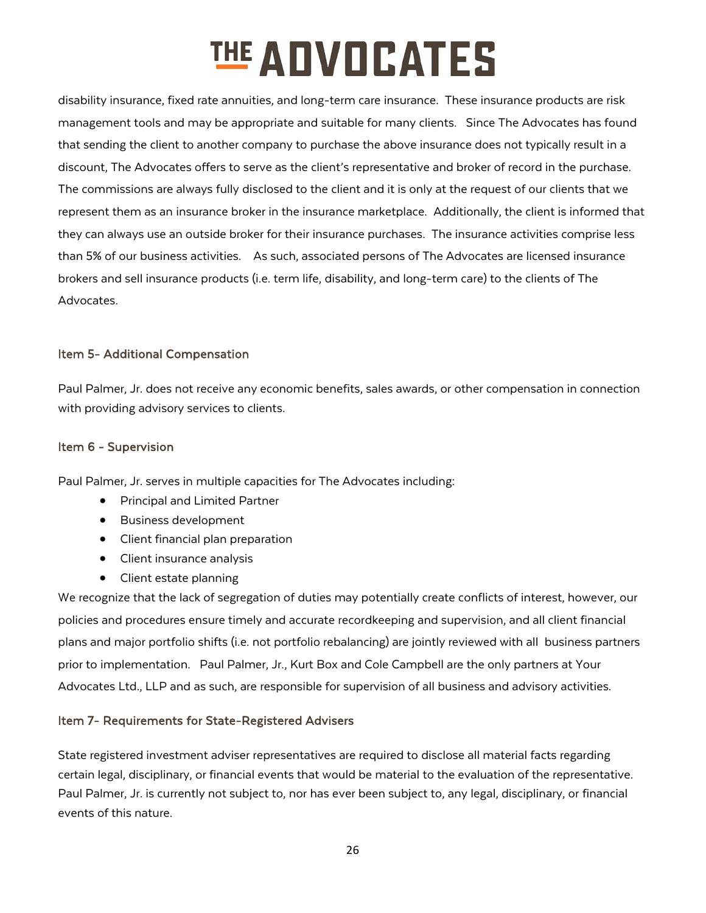disability insurance, fixed rate annuities, and long-term care insurance. These insurance products are risk management tools and may be appropriate and suitable for many clients. Since The Advocates has found that sending the client to another company to purchase the above insurance does not typically result in a discount, The Advocates offers to serve as the client's representative and broker of record in the purchase. The commissions are always fully disclosed to the client and it is only at the request of our clients that we represent them as an insurance broker in the insurance marketplace. Additionally, the client is informed that they can always use an outside broker for their insurance purchases. The insurance activities comprise less than 5% of our business activities. As such, associated persons of The Advocates are licensed insurance brokers and sell insurance products (i.e. term life, disability, and long-term care) to the clients of The Advocates.

## Item 5- Additional Compensation

Paul Palmer, Jr. does not receive any economic benefits, sales awards, or other compensation in connection with providing advisory services to clients.

## Item 6 - Supervision

Paul Palmer, Jr. serves in multiple capacities for The Advocates including:

- Principal and Limited Partner
- Business development
- Client financial plan preparation
- Client insurance analysis
- Client estate planning

We recognize that the lack of segregation of duties may potentially create conflicts of interest, however, our policies and procedures ensure timely and accurate recordkeeping and supervision, and all client financial plans and major portfolio shifts (i.e. not portfolio rebalancing) are jointly reviewed with all business partners prior to implementation. Paul Palmer, Jr., Kurt Box and Cole Campbell are the only partners at Your Advocates Ltd., LLP and as such, are responsible for supervision of all business and advisory activities.

## Item 7- Requirements for State-Registered Advisers

State registered investment adviser representatives are required to disclose all material facts regarding certain legal, disciplinary, or financial events that would be material to the evaluation of the representative. Paul Palmer, Jr. is currently not subject to, nor has ever been subject to, any legal, disciplinary, or financial events of this nature.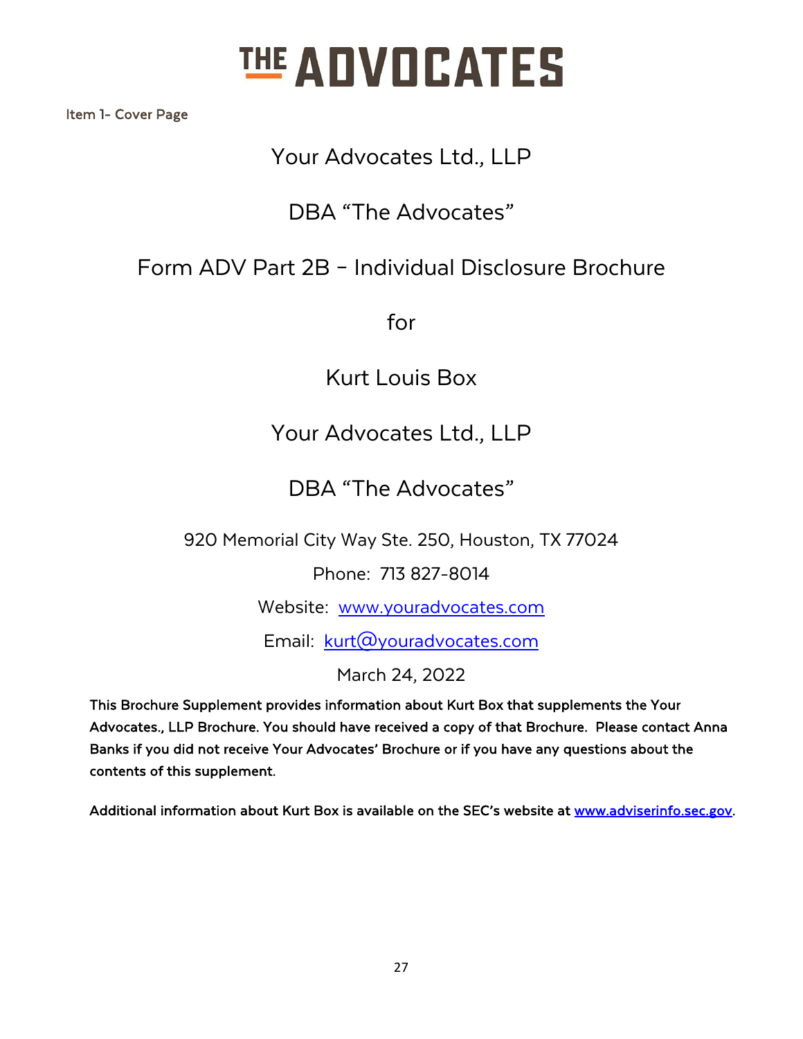# THE ADVOCATES

Item 1- Cover Page

Your Advocates Ltd., LLP

DBA "The Advocates"

Form ADV Part 2B – Individual Disclosure Brochure

for

Kurt Louis Box

Your Advocates Ltd., LLP

DBA "The Advocates"

920 Memorial City Way Ste. 250, Houston, TX 77024

Phone: 713 827-8014

Website: www.youradvocates.com

Email: kurt@youradvocates.com

March 24, 2022

**This Brochure Supplement provides information about Kurt Box that supplements the Your Advocates., LLP Brochure. You should have received a copy of that Brochure. Please contact Anna Banks if you did not receive Your Advocates' Brochure or if you have any questions about the contents of this supplement.**

**Additional information about Kurt Box is available on the SEC's website at www.adviserinfo.sec.gov.**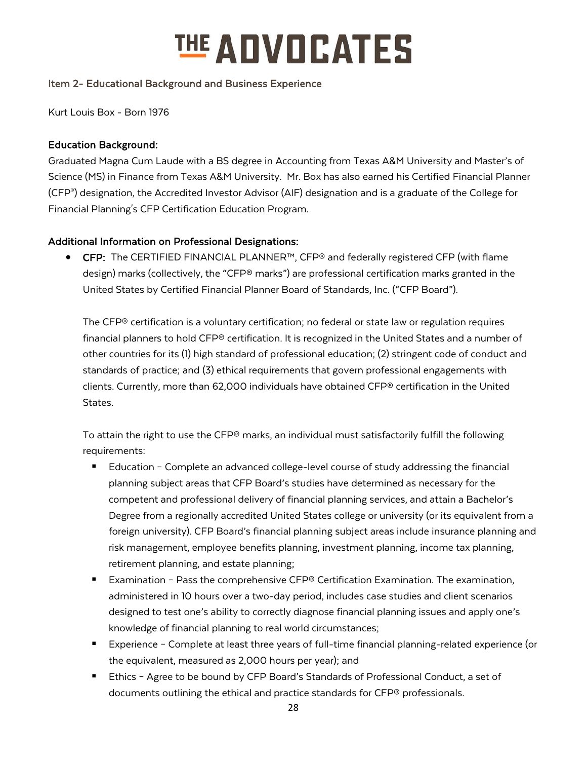### Item 2- Educational Background and Business Experience

Kurt Louis Box - Born 1976

**Education Background:**

Graduated Magna Cum Laude with a BS degree in Accounting from Texas A&M University and Master's of Science (MS) in Finance from Texas A&M University. Mr. Box has also earned his Certified Financial Planner (CFP®) designation, the Accredited Investor Advisor (AIF) designation and is a graduate of the College for Financial Planning's CFP Certification Education Program.

**Additional Information on Professional Designations:**

- **CFP:** The CERTIFIED FINANCIAL PLANNER™, CFP® and federally registered CFP (with flame design) marks (collectively, the "CFP® marks") are professional certification marks granted in the United States by Certified Financial Planner Board of Standards, Inc. ("CFP Board").

  The CFP® certification is a voluntary certification; no federal or state law or regulation requires financial planners to hold CFP® certification. It is recognized in the United States and a number of other countries for its (1) high standard of professional education; (2) stringent code of conduct and standards of practice; and (3) ethical requirements that govern professional engagements with clients. Currently, more than 62,000 individuals have obtained CFP® certification in the United States.

  To attain the right to use the CFP® marks, an individual must satisfactorily fulfill the following requirements:

  - Education – Complete an advanced college-level course of study addressing the financial planning subject areas that CFP Board's studies have determined as necessary for the competent and professional delivery of financial planning services, and attain a Bachelor's Degree from a regionally accredited United States college or university (or its equivalent from a foreign university). CFP Board's financial planning subject areas include insurance planning and risk management, employee benefits planning, investment planning, income tax planning, retirement planning, and estate planning;
  - Examination – Pass the comprehensive CFP® Certification Examination. The examination, administered in 10 hours over a two-day period, includes case studies and client scenarios designed to test one's ability to correctly diagnose financial planning issues and apply one's knowledge of financial planning to real world circumstances;
  - Experience – Complete at least three years of full-time financial planning-related experience (or the equivalent, measured as 2,000 hours per year); and
  - Ethics – Agree to be bound by CFP Board's Standards of Professional Conduct, a set of documents outlining the ethical and practice standards for CFP® professionals.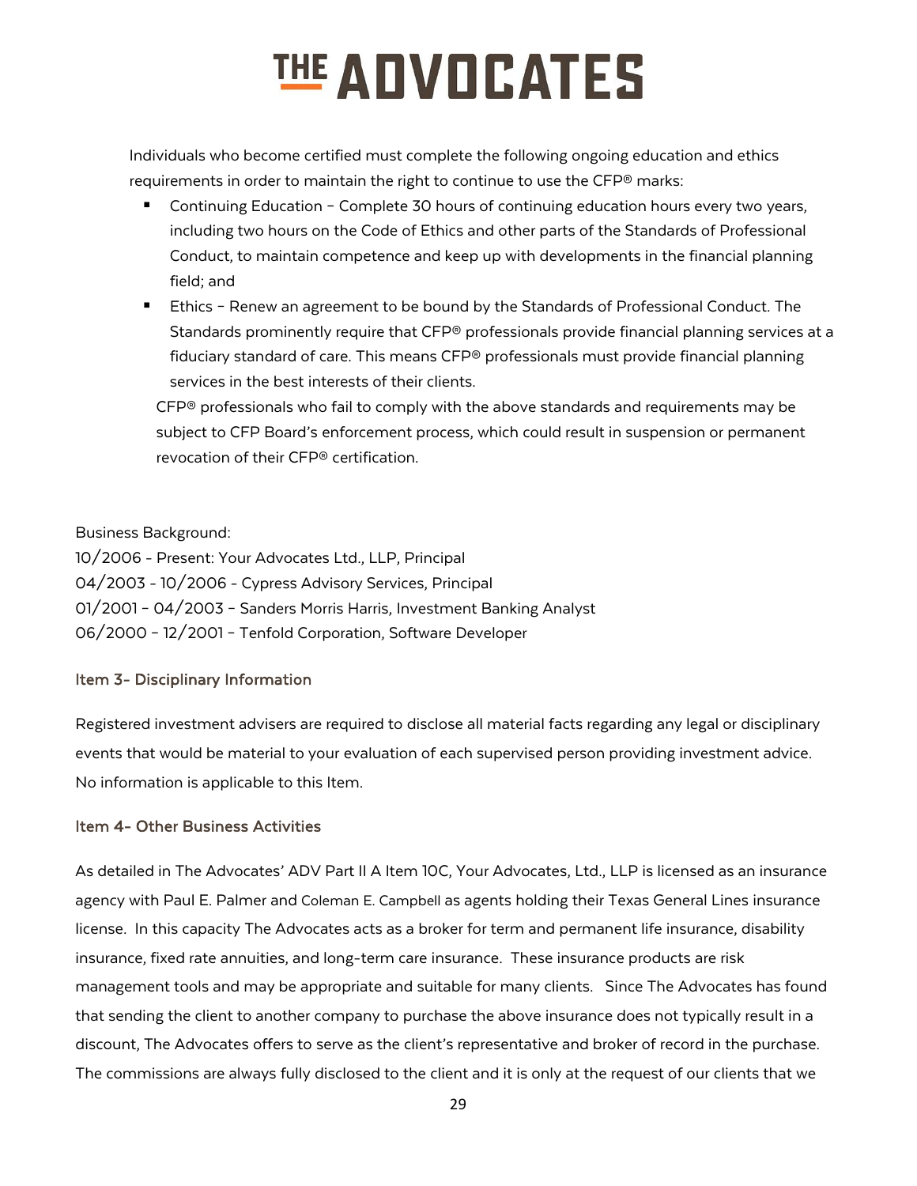Individuals who become certified must complete the following ongoing education and ethics requirements in order to maintain the right to continue to use the CFP® marks:

- Continuing Education – Complete 30 hours of continuing education hours every two years, including two hours on the Code of Ethics and other parts of the Standards of Professional Conduct, to maintain competence and keep up with developments in the financial planning field; and
- Ethics – Renew an agreement to be bound by the Standards of Professional Conduct. The Standards prominently require that CFP® professionals provide financial planning services at a fiduciary standard of care. This means CFP® professionals must provide financial planning services in the best interests of their clients.

CFP® professionals who fail to comply with the above standards and requirements may be subject to CFP Board's enforcement process, which could result in suspension or permanent revocation of their CFP® certification.

Business Background:
10/2006 - Present: Your Advocates Ltd., LLP, Principal
04/2003 - 10/2006 - Cypress Advisory Services, Principal
01/2001 – 04/2003 – Sanders Morris Harris, Investment Banking Analyst
06/2000 – 12/2001 – Tenfold Corporation, Software Developer

### Item 3- Disciplinary Information

Registered investment advisers are required to disclose all material facts regarding any legal or disciplinary events that would be material to your evaluation of each supervised person providing investment advice. No information is applicable to this Item.

### Item 4- Other Business Activities

As detailed in The Advocates' ADV Part II A Item 10C, Your Advocates, Ltd., LLP is licensed as an insurance agency with Paul E. Palmer and Coleman E. Campbell as agents holding their Texas General Lines insurance license. In this capacity The Advocates acts as a broker for term and permanent life insurance, disability insurance, fixed rate annuities, and long-term care insurance. These insurance products are risk management tools and may be appropriate and suitable for many clients. Since The Advocates has found that sending the client to another company to purchase the above insurance does not typically result in a discount, The Advocates offers to serve as the client's representative and broker of record in the purchase. The commissions are always fully disclosed to the client and it is only at the request of our clients that we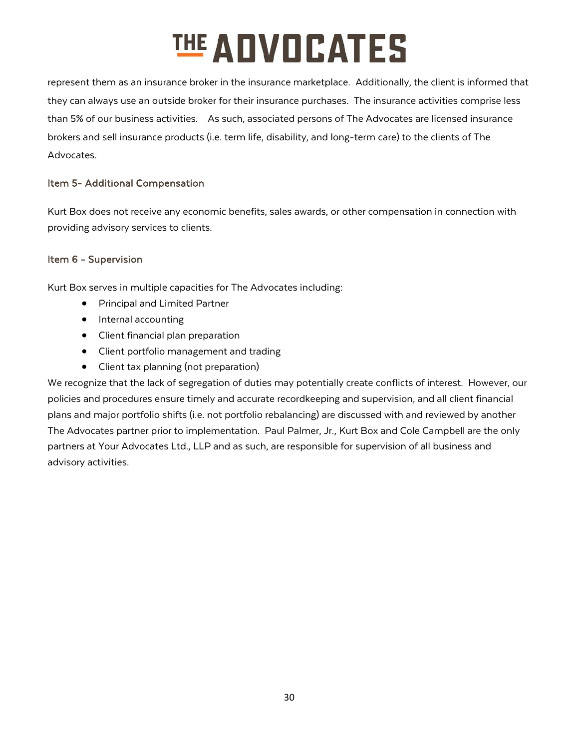represent them as an insurance broker in the insurance marketplace. Additionally, the client is informed that they can always use an outside broker for their insurance purchases. The insurance activities comprise less than 5% of our business activities. As such, associated persons of The Advocates are licensed insurance brokers and sell insurance products (i.e. term life, disability, and long-term care) to the clients of The Advocates.

### Item 5- Additional Compensation

Kurt Box does not receive any economic benefits, sales awards, or other compensation in connection with providing advisory services to clients.

### Item 6 - Supervision

Kurt Box serves in multiple capacities for The Advocates including:

- Principal and Limited Partner
- Internal accounting
- Client financial plan preparation
- Client portfolio management and trading
- Client tax planning (not preparation)

We recognize that the lack of segregation of duties may potentially create conflicts of interest. However, our policies and procedures ensure timely and accurate recordkeeping and supervision, and all client financial plans and major portfolio shifts (i.e. not portfolio rebalancing) are discussed with and reviewed by another The Advocates partner prior to implementation. Paul Palmer, Jr., Kurt Box and Cole Campbell are the only partners at Your Advocates Ltd., LLP and as such, are responsible for supervision of all business and advisory activities.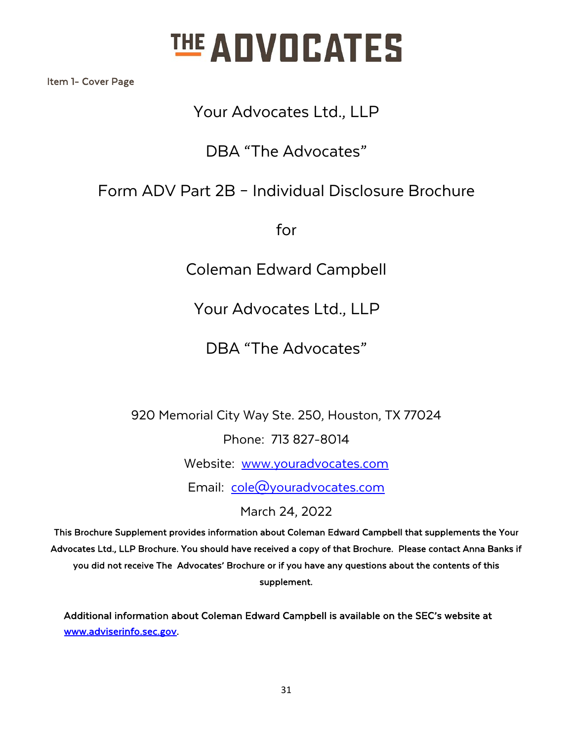# THE ADVOCATES

Item 1- Cover Page

Your Advocates Ltd., LLP

DBA "The Advocates"

Form ADV Part 2B – Individual Disclosure Brochure

for

Coleman Edward Campbell

Your Advocates Ltd., LLP

DBA "The Advocates"

920 Memorial City Way Ste. 250, Houston, TX 77024

Phone: 713 827-8014

Website: www.youradvocates.com

Email: cole@youradvocates.com

March 24, 2022

**This Brochure Supplement provides information about Coleman Edward Campbell that supplements the Your Advocates Ltd., LLP Brochure. You should have received a copy of that Brochure. Please contact Anna Banks if you did not receive The Advocates' Brochure or if you have any questions about the contents of this supplement.**

**Additional information about Coleman Edward Campbell is available on the SEC's website at www.adviserinfo.sec.gov.**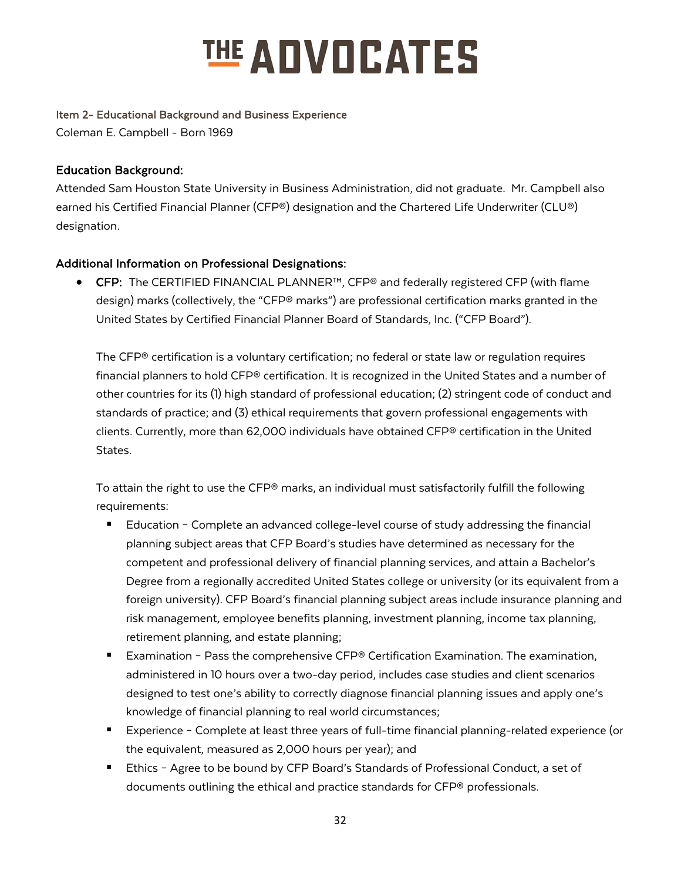Item 2- Educational Background and Business Experience

Coleman E. Campbell - Born 1969

**Education Background:**

Attended Sam Houston State University in Business Administration, did not graduate. Mr. Campbell also earned his Certified Financial Planner (CFP®) designation and the Chartered Life Underwriter (CLU®) designation.

**Additional Information on Professional Designations:**

- **CFP:** The CERTIFIED FINANCIAL PLANNER™, CFP® and federally registered CFP (with flame design) marks (collectively, the "CFP® marks") are professional certification marks granted in the United States by Certified Financial Planner Board of Standards, Inc. ("CFP Board").

  The CFP® certification is a voluntary certification; no federal or state law or regulation requires financial planners to hold CFP® certification. It is recognized in the United States and a number of other countries for its (1) high standard of professional education; (2) stringent code of conduct and standards of practice; and (3) ethical requirements that govern professional engagements with clients. Currently, more than 62,000 individuals have obtained CFP® certification in the United States.

  To attain the right to use the CFP® marks, an individual must satisfactorily fulfill the following requirements:

  - Education – Complete an advanced college-level course of study addressing the financial planning subject areas that CFP Board's studies have determined as necessary for the competent and professional delivery of financial planning services, and attain a Bachelor's Degree from a regionally accredited United States college or university (or its equivalent from a foreign university). CFP Board's financial planning subject areas include insurance planning and risk management, employee benefits planning, investment planning, income tax planning, retirement planning, and estate planning;
  - Examination – Pass the comprehensive CFP® Certification Examination. The examination, administered in 10 hours over a two-day period, includes case studies and client scenarios designed to test one's ability to correctly diagnose financial planning issues and apply one's knowledge of financial planning to real world circumstances;
  - Experience – Complete at least three years of full-time financial planning-related experience (or the equivalent, measured as 2,000 hours per year); and
  - Ethics – Agree to be bound by CFP Board's Standards of Professional Conduct, a set of documents outlining the ethical and practice standards for CFP® professionals.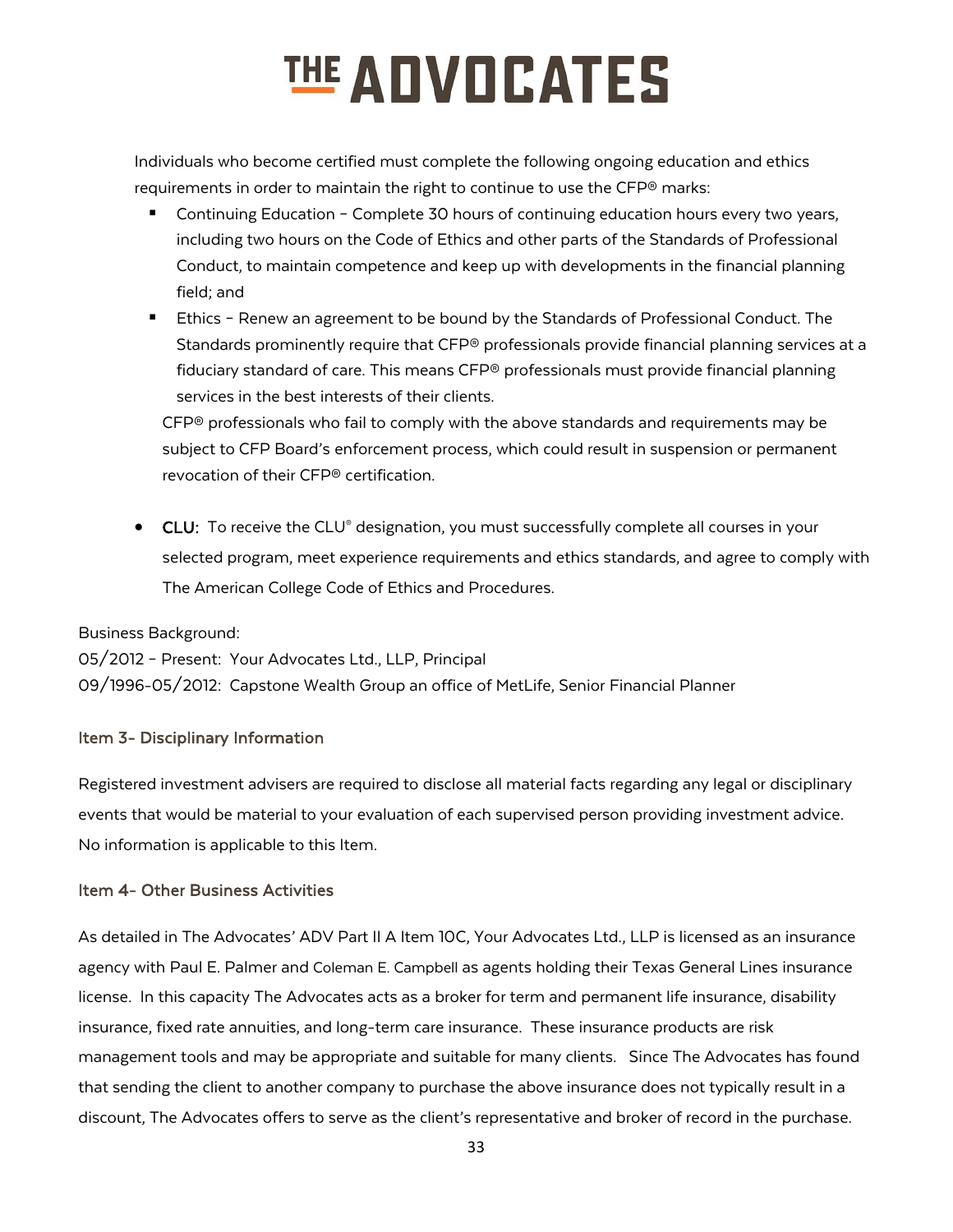Individuals who become certified must complete the following ongoing education and ethics requirements in order to maintain the right to continue to use the CFP® marks:

- Continuing Education – Complete 30 hours of continuing education hours every two years, including two hours on the Code of Ethics and other parts of the Standards of Professional Conduct, to maintain competence and keep up with developments in the financial planning field; and
- Ethics – Renew an agreement to be bound by the Standards of Professional Conduct. The Standards prominently require that CFP® professionals provide financial planning services at a fiduciary standard of care. This means CFP® professionals must provide financial planning services in the best interests of their clients.

CFP® professionals who fail to comply with the above standards and requirements may be subject to CFP Board's enforcement process, which could result in suspension or permanent revocation of their CFP® certification.

- **CLU:** To receive the CLU® designation, you must successfully complete all courses in your selected program, meet experience requirements and ethics standards, and agree to comply with The American College Code of Ethics and Procedures.

Business Background:
05/2012 – Present: Your Advocates Ltd., LLP, Principal
09/1996-05/2012: Capstone Wealth Group an office of MetLife, Senior Financial Planner

### Item 3- Disciplinary Information

Registered investment advisers are required to disclose all material facts regarding any legal or disciplinary events that would be material to your evaluation of each supervised person providing investment advice. No information is applicable to this Item.

### Item 4- Other Business Activities

As detailed in The Advocates' ADV Part II A Item 10C, Your Advocates Ltd., LLP is licensed as an insurance agency with Paul E. Palmer and Coleman E. Campbell as agents holding their Texas General Lines insurance license. In this capacity The Advocates acts as a broker for term and permanent life insurance, disability insurance, fixed rate annuities, and long-term care insurance. These insurance products are risk management tools and may be appropriate and suitable for many clients. Since The Advocates has found that sending the client to another company to purchase the above insurance does not typically result in a discount, The Advocates offers to serve as the client's representative and broker of record in the purchase.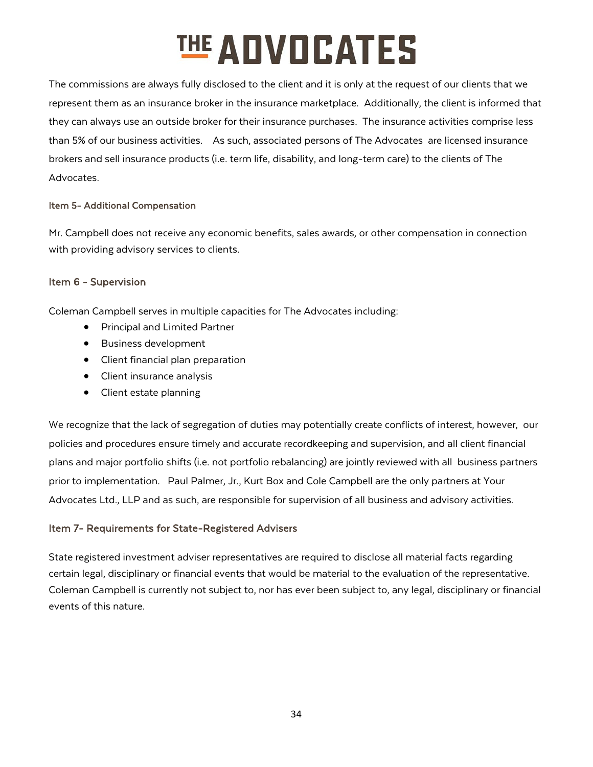The commissions are always fully disclosed to the client and it is only at the request of our clients that we represent them as an insurance broker in the insurance marketplace. Additionally, the client is informed that they can always use an outside broker for their insurance purchases. The insurance activities comprise less than 5% of our business activities. As such, associated persons of The Advocates are licensed insurance brokers and sell insurance products (i.e. term life, disability, and long-term care) to the clients of The Advocates.

### Item 5- Additional Compensation

Mr. Campbell does not receive any economic benefits, sales awards, or other compensation in connection with providing advisory services to clients.

### Item 6 - Supervision

Coleman Campbell serves in multiple capacities for The Advocates including:

- Principal and Limited Partner
- Business development
- Client financial plan preparation
- Client insurance analysis
- Client estate planning

We recognize that the lack of segregation of duties may potentially create conflicts of interest, however, our policies and procedures ensure timely and accurate recordkeeping and supervision, and all client financial plans and major portfolio shifts (i.e. not portfolio rebalancing) are jointly reviewed with all business partners prior to implementation. Paul Palmer, Jr., Kurt Box and Cole Campbell are the only partners at Your Advocates Ltd., LLP and as such, are responsible for supervision of all business and advisory activities.

### Item 7- Requirements for State-Registered Advisers

State registered investment adviser representatives are required to disclose all material facts regarding certain legal, disciplinary or financial events that would be material to the evaluation of the representative. Coleman Campbell is currently not subject to, nor has ever been subject to, any legal, disciplinary or financial events of this nature.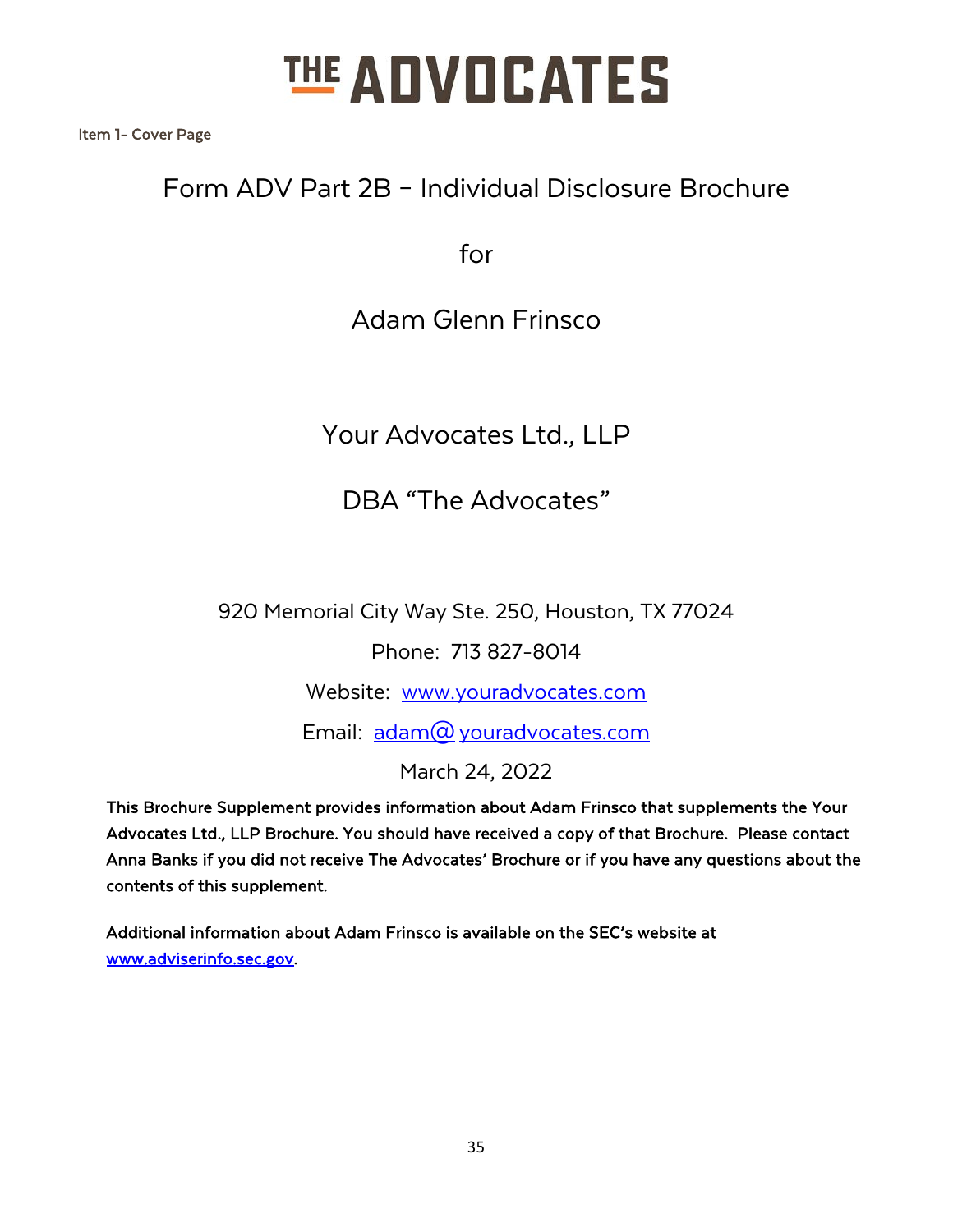# THE ADVOCATES

Item 1- Cover Page

## Form ADV Part 2B – Individual Disclosure Brochure

for

Adam Glenn Frinsco

Your Advocates Ltd., LLP

DBA "The Advocates"

920 Memorial City Way Ste. 250, Houston, TX 77024

Phone: 713 827-8014

Website: www.youradvocates.com

Email: adam@ youradvocates.com

March 24, 2022

**This Brochure Supplement provides information about Adam Frinsco that supplements the Your Advocates Ltd., LLP Brochure. You should have received a copy of that Brochure. Please contact Anna Banks if you did not receive The Advocates' Brochure or if you have any questions about the contents of this supplement.**

**Additional information about Adam Frinsco is available on the SEC's website at www.adviserinfo.sec.gov.**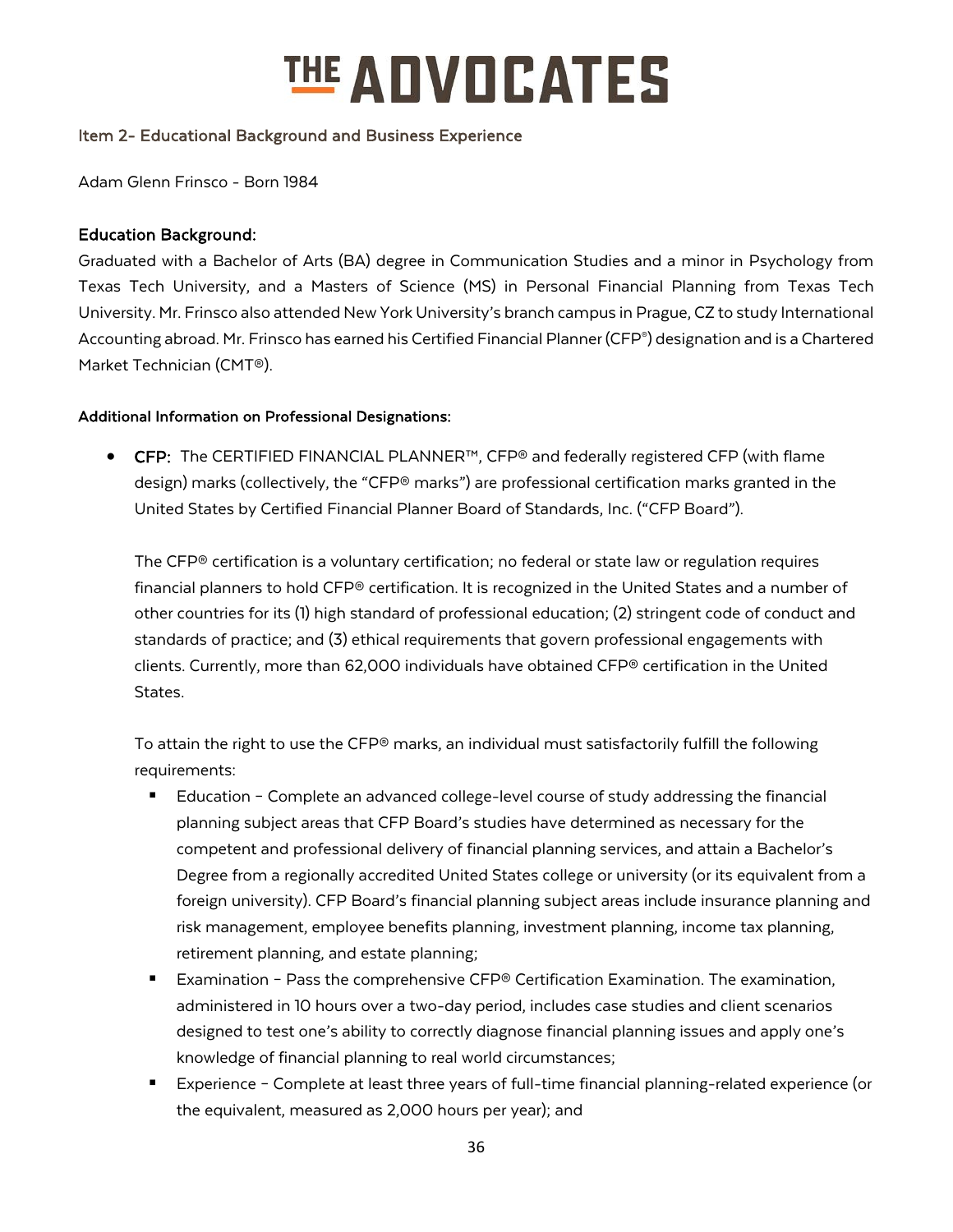# THE ADVOCATES

## Item 2- Educational Background and Business Experience

Adam Glenn Frinsco - Born 1984

### Education Background:

Graduated with a Bachelor of Arts (BA) degree in Communication Studies and a minor in Psychology from Texas Tech University, and a Masters of Science (MS) in Personal Financial Planning from Texas Tech University. Mr. Frinsco also attended New York University's branch campus in Prague, CZ to study International Accounting abroad. Mr. Frinsco has earned his Certified Financial Planner (CFP®) designation and is a Chartered Market Technician (CMT®).

**Additional Information on Professional Designations:**

- **CFP:** The CERTIFIED FINANCIAL PLANNER™, CFP® and federally registered CFP (with flame design) marks (collectively, the "CFP® marks") are professional certification marks granted in the United States by Certified Financial Planner Board of Standards, Inc. ("CFP Board").

  The CFP® certification is a voluntary certification; no federal or state law or regulation requires financial planners to hold CFP® certification. It is recognized in the United States and a number of other countries for its (1) high standard of professional education; (2) stringent code of conduct and standards of practice; and (3) ethical requirements that govern professional engagements with clients. Currently, more than 62,000 individuals have obtained CFP® certification in the United States.

  To attain the right to use the CFP® marks, an individual must satisfactorily fulfill the following requirements:

  - Education – Complete an advanced college-level course of study addressing the financial planning subject areas that CFP Board's studies have determined as necessary for the competent and professional delivery of financial planning services, and attain a Bachelor's Degree from a regionally accredited United States college or university (or its equivalent from a foreign university). CFP Board's financial planning subject areas include insurance planning and risk management, employee benefits planning, investment planning, income tax planning, retirement planning, and estate planning;
  - Examination – Pass the comprehensive CFP® Certification Examination. The examination, administered in 10 hours over a two-day period, includes case studies and client scenarios designed to test one's ability to correctly diagnose financial planning issues and apply one's knowledge of financial planning to real world circumstances;
  - Experience – Complete at least three years of full-time financial planning-related experience (or the equivalent, measured as 2,000 hours per year); and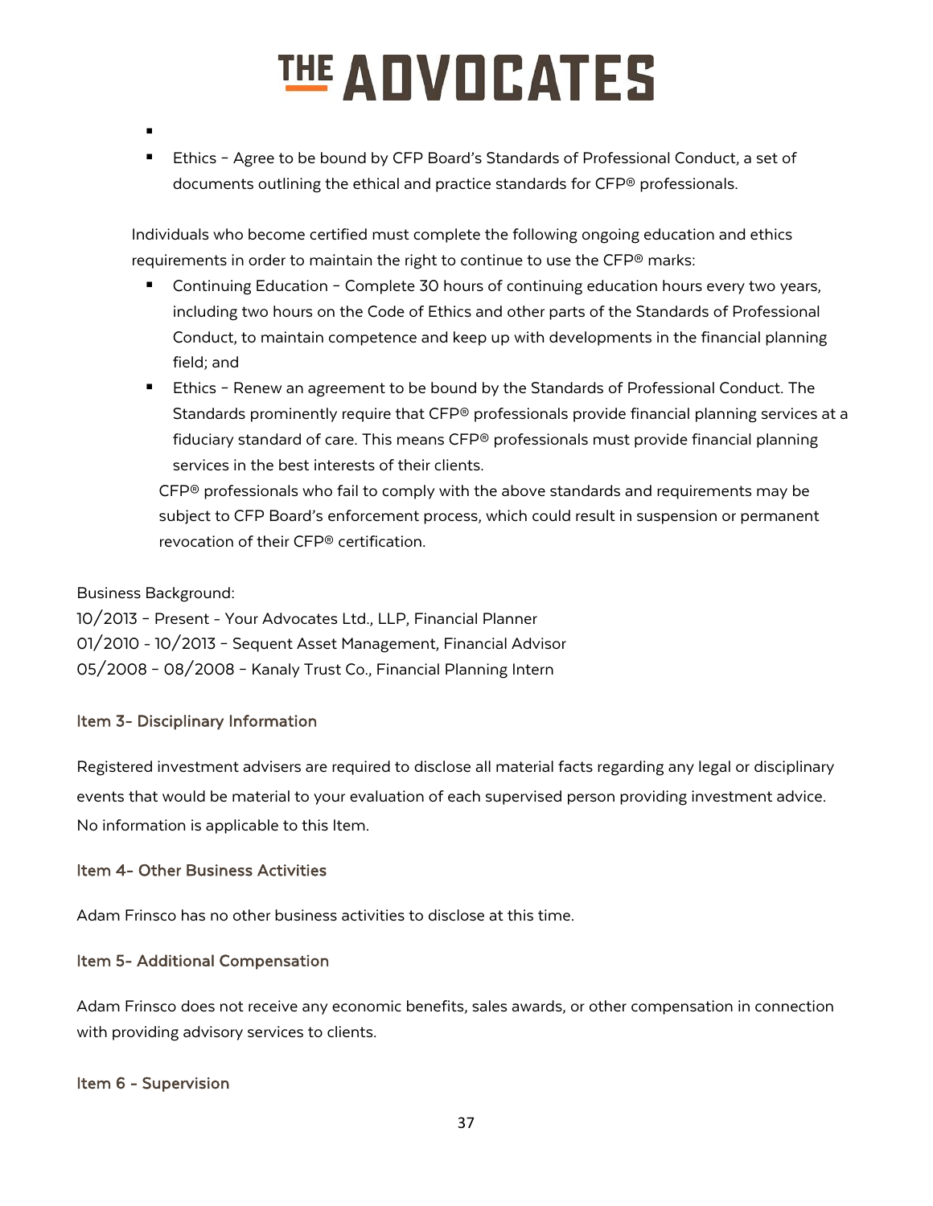- Ethics – Agree to be bound by CFP Board's Standards of Professional Conduct, a set of documents outlining the ethical and practice standards for CFP® professionals.

Individuals who become certified must complete the following ongoing education and ethics requirements in order to maintain the right to continue to use the CFP® marks:

- Continuing Education – Complete 30 hours of continuing education hours every two years, including two hours on the Code of Ethics and other parts of the Standards of Professional Conduct, to maintain competence and keep up with developments in the financial planning field; and
- Ethics – Renew an agreement to be bound by the Standards of Professional Conduct. The Standards prominently require that CFP® professionals provide financial planning services at a fiduciary standard of care. This means CFP® professionals must provide financial planning services in the best interests of their clients.

CFP® professionals who fail to comply with the above standards and requirements may be subject to CFP Board's enforcement process, which could result in suspension or permanent revocation of their CFP® certification.

Business Background:
10/2013 – Present - Your Advocates Ltd., LLP, Financial Planner
01/2010 - 10/2013 – Sequent Asset Management, Financial Advisor
05/2008 – 08/2008 – Kanaly Trust Co., Financial Planning Intern

### Item 3- Disciplinary Information

Registered investment advisers are required to disclose all material facts regarding any legal or disciplinary events that would be material to your evaluation of each supervised person providing investment advice. No information is applicable to this Item.

### Item 4- Other Business Activities

Adam Frinsco has no other business activities to disclose at this time.

### Item 5- Additional Compensation

Adam Frinsco does not receive any economic benefits, sales awards, or other compensation in connection with providing advisory services to clients.

### Item 6 - Supervision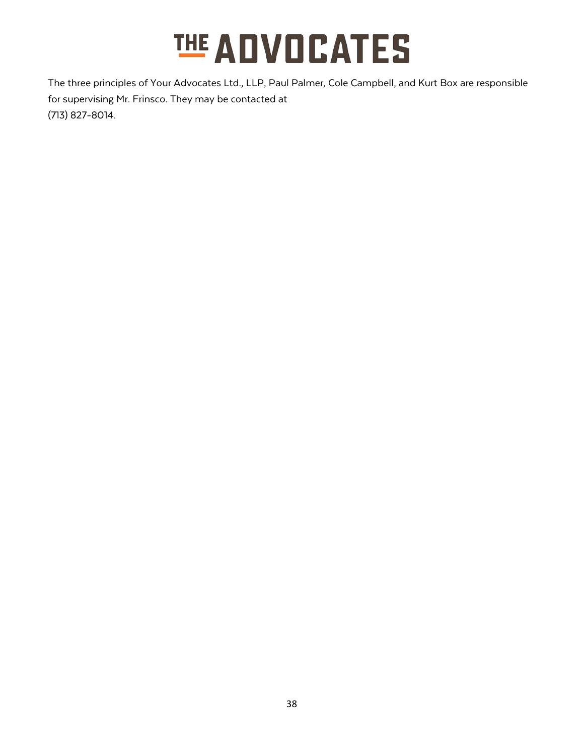The three principles of Your Advocates Ltd., LLP, Paul Palmer, Cole Campbell, and Kurt Box are responsible for supervising Mr. Frinsco. They may be contacted at
(713) 827-8014.